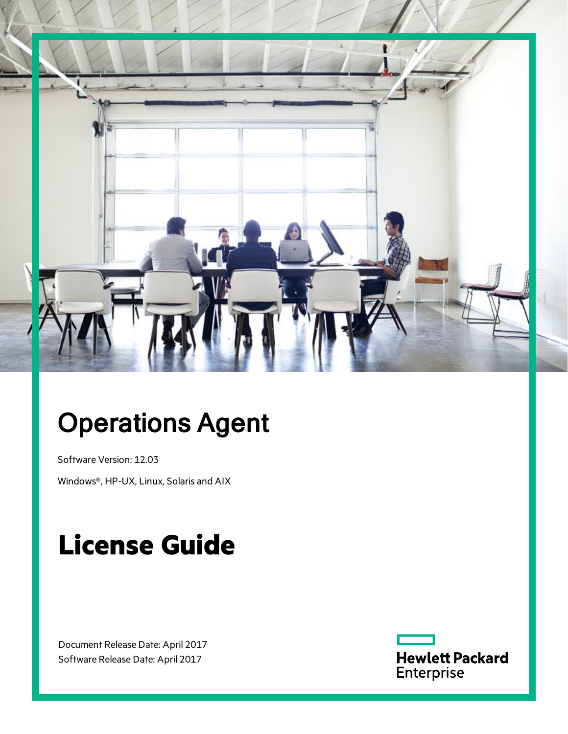# Operations Agent

Software Version: 12.03

Windows®, HP-UX, Linux, Solaris and AIX

# License Guide

Document Release Date: April 2017
Software Release Date: April 2017

Hewlett Packard Enterprise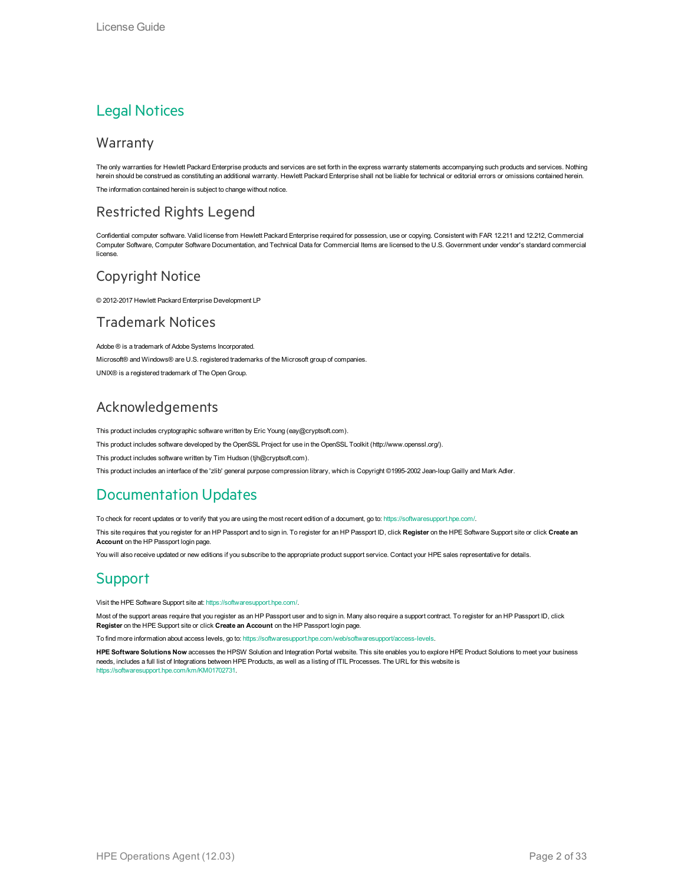## Legal Notices

### Warranty

The only warranties for Hewlett Packard Enterprise products and services are set forth in the express warranty statements accompanying such products and services. Nothing herein should be construed as constituting an additional warranty. Hewlett Packard Enterprise shall not be liable for technical or editorial errors or omissions contained herein.

The information contained herein is subject to change without notice.

### Restricted Rights Legend

Confidential computer software. Valid license from Hewlett Packard Enterprise required for possession, use or copying. Consistent with FAR 12.211 and 12.212, Commercial Computer Software, Computer Software Documentation, and Technical Data for Commercial Items are licensed to the U.S. Government under vendor's standard commercial license.

### Copyright Notice

© 2012-2017 Hewlett Packard Enterprise Development LP

### Trademark Notices

Adobe ® is a trademark of Adobe Systems Incorporated.

Microsoft® and Windows® are U.S. registered trademarks of the Microsoft group of companies.

UNIX® is a registered trademark of The Open Group.

### Acknowledgements

This product includes cryptographic software written by Eric Young (eay@cryptsoft.com).

This product includes software developed by the OpenSSL Project for use in the OpenSSL Toolkit (http://www.openssl.org/).

This product includes software written by Tim Hudson (tjh@cryptsoft.com).

This product includes an interface of the 'zlib' general purpose compression library, which is Copyright ©1995-2002 Jean-loup Gailly and Mark Adler.

## Documentation Updates

To check for recent updates or to verify that you are using the most recent edition of a document, go to: https://softwaresupport.hpe.com/.

This site requires that you register for an HP Passport and to sign in. To register for an HP Passport ID, click **Register** on the HPE Software Support site or click **Create an Account** on the HP Passport login page.

You will also receive updated or new editions if you subscribe to the appropriate product support service. Contact your HPE sales representative for details.

## Support

Visit the HPE Software Support site at: https://softwaresupport.hpe.com/.

Most of the support areas require that you register as an HP Passport user and to sign in. Many also require a support contract. To register for an HP Passport ID, click **Register** on the HPE Support site or click **Create an Account** on the HP Passport login page.

To find more information about access levels, go to: https://softwaresupport.hpe.com/web/softwaresupport/access-levels.

**HPE Software Solutions Now** accesses the HPSW Solution and Integration Portal website. This site enables you to explore HPE Product Solutions to meet your business needs, includes a full list of Integrations between HPE Products, as well as a listing of ITIL Processes. The URL for this website is https://softwaresupport.hpe.com/km/KM01702731.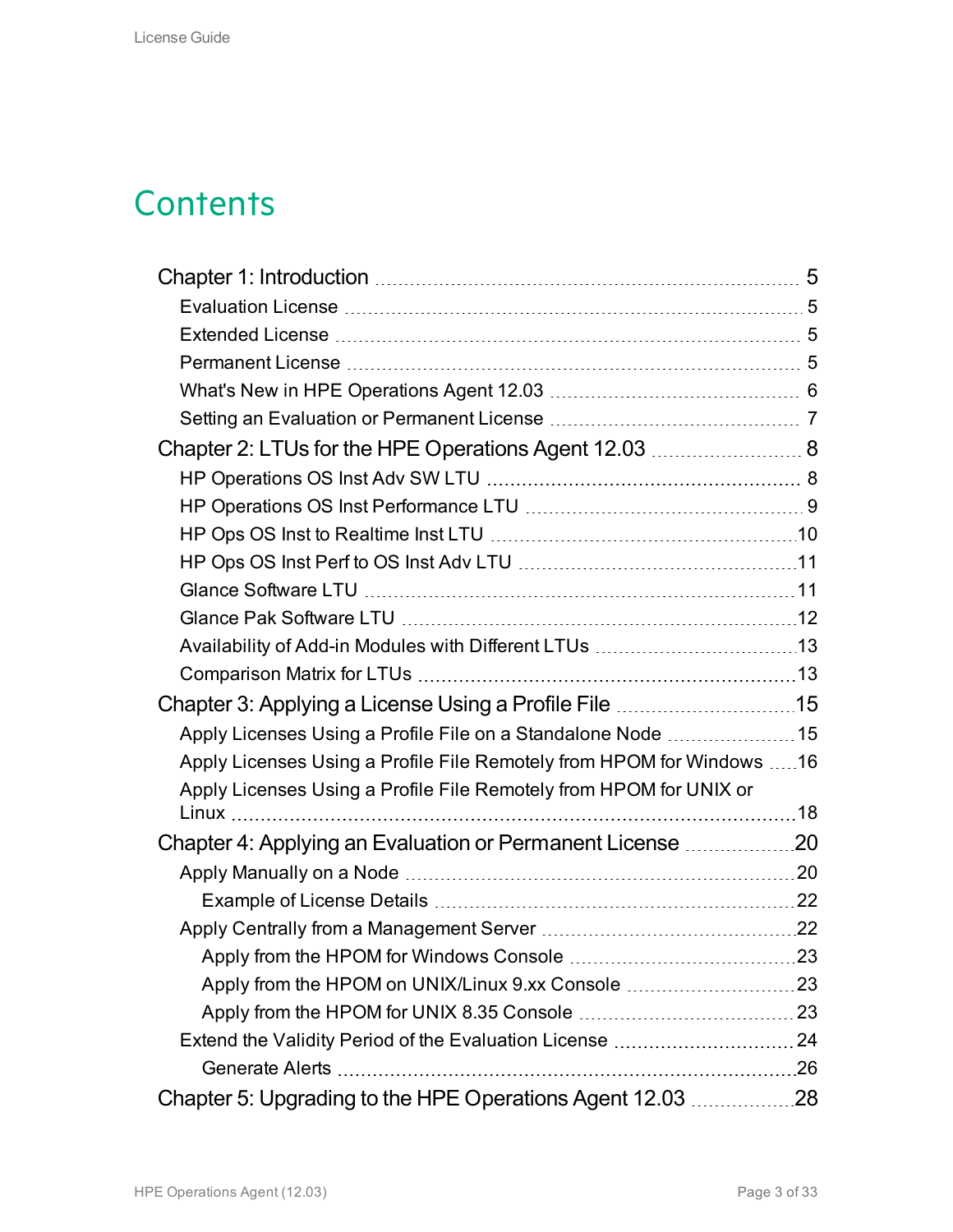# Contents

- Chapter 1: Introduction ... 5
  - Evaluation License ... 5
  - Extended License ... 5
  - Permanent License ... 5
  - What's New in HPE Operations Agent 12.03 ... 6
  - Setting an Evaluation or Permanent License ... 7
- Chapter 2: LTUs for the HPE Operations Agent 12.03 ... 8
  - HP Operations OS Inst Adv SW LTU ... 8
  - HP Operations OS Inst Performance LTU ... 9
  - HP Ops OS Inst to Realtime Inst LTU ... 10
  - HP Ops OS Inst Perf to OS Inst Adv LTU ... 11
  - Glance Software LTU ... 11
  - Glance Pak Software LTU ... 12
  - Availability of Add-in Modules with Different LTUs ... 13
  - Comparison Matrix for LTUs ... 13
- Chapter 3: Applying a License Using a Profile File ... 15
  - Apply Licenses Using a Profile File on a Standalone Node ... 15
  - Apply Licenses Using a Profile File Remotely from HPOM for Windows ... 16
  - Apply Licenses Using a Profile File Remotely from HPOM for UNIX or Linux ... 18
- Chapter 4: Applying an Evaluation or Permanent License ... 20
  - Apply Manually on a Node ... 20
    - Example of License Details ... 22
  - Apply Centrally from a Management Server ... 22
    - Apply from the HPOM for Windows Console ... 23
    - Apply from the HPOM on UNIX/Linux 9.xx Console ... 23
    - Apply from the HPOM for UNIX 8.35 Console ... 23
  - Extend the Validity Period of the Evaluation License ... 24
    - Generate Alerts ... 26
- Chapter 5: Upgrading to the HPE Operations Agent 12.03 ... 28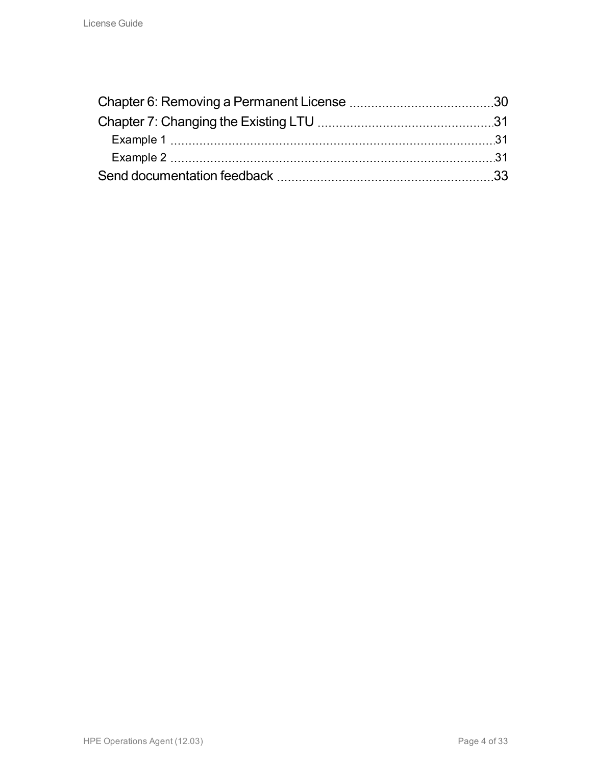Chapter 6: Removing a Permanent License ........................................ 30

Chapter 7: Changing the Existing LTU ................................................ 31

- Example 1 .......................................................................................... 31
- Example 2 .......................................................................................... 31

Send documentation feedback ............................................................ 33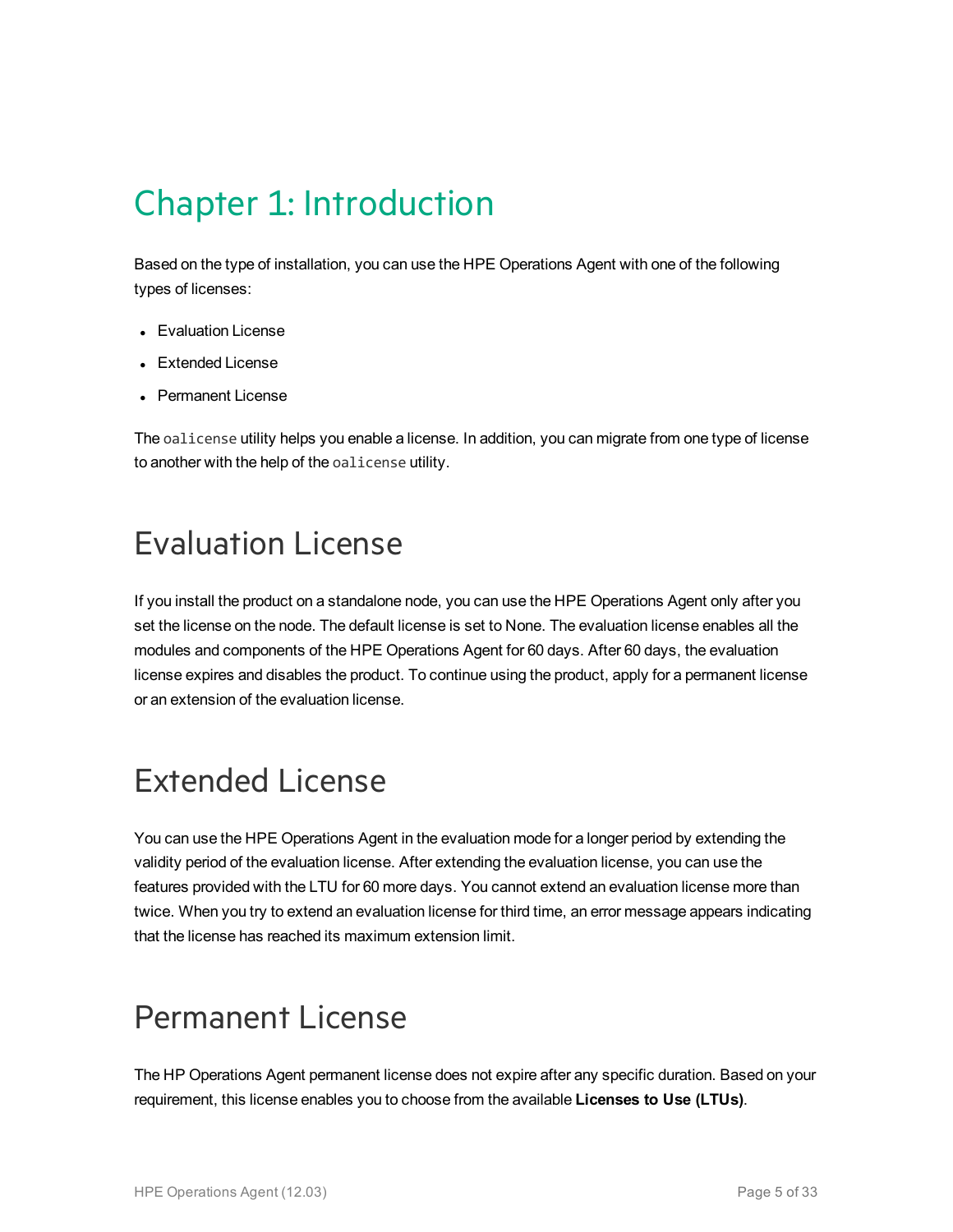# Chapter 1: Introduction

Based on the type of installation, you can use the HPE Operations Agent with one of the following types of licenses:

- Evaluation License
- Extended License
- Permanent License

The `oalicense` utility helps you enable a license. In addition, you can migrate from one type of license to another with the help of the `oalicense` utility.

## Evaluation License

If you install the product on a standalone node, you can use the HPE Operations Agent only after you set the license on the node. The default license is set to None. The evaluation license enables all the modules and components of the HPE Operations Agent for 60 days. After 60 days, the evaluation license expires and disables the product. To continue using the product, apply for a permanent license or an extension of the evaluation license.

## Extended License

You can use the HPE Operations Agent in the evaluation mode for a longer period by extending the validity period of the evaluation license. After extending the evaluation license, you can use the features provided with the LTU for 60 more days. You cannot extend an evaluation license more than twice. When you try to extend an evaluation license for third time, an error message appears indicating that the license has reached its maximum extension limit.

## Permanent License

The HP Operations Agent permanent license does not expire after any specific duration. Based on your requirement, this license enables you to choose from the available **Licenses to Use (LTUs)**.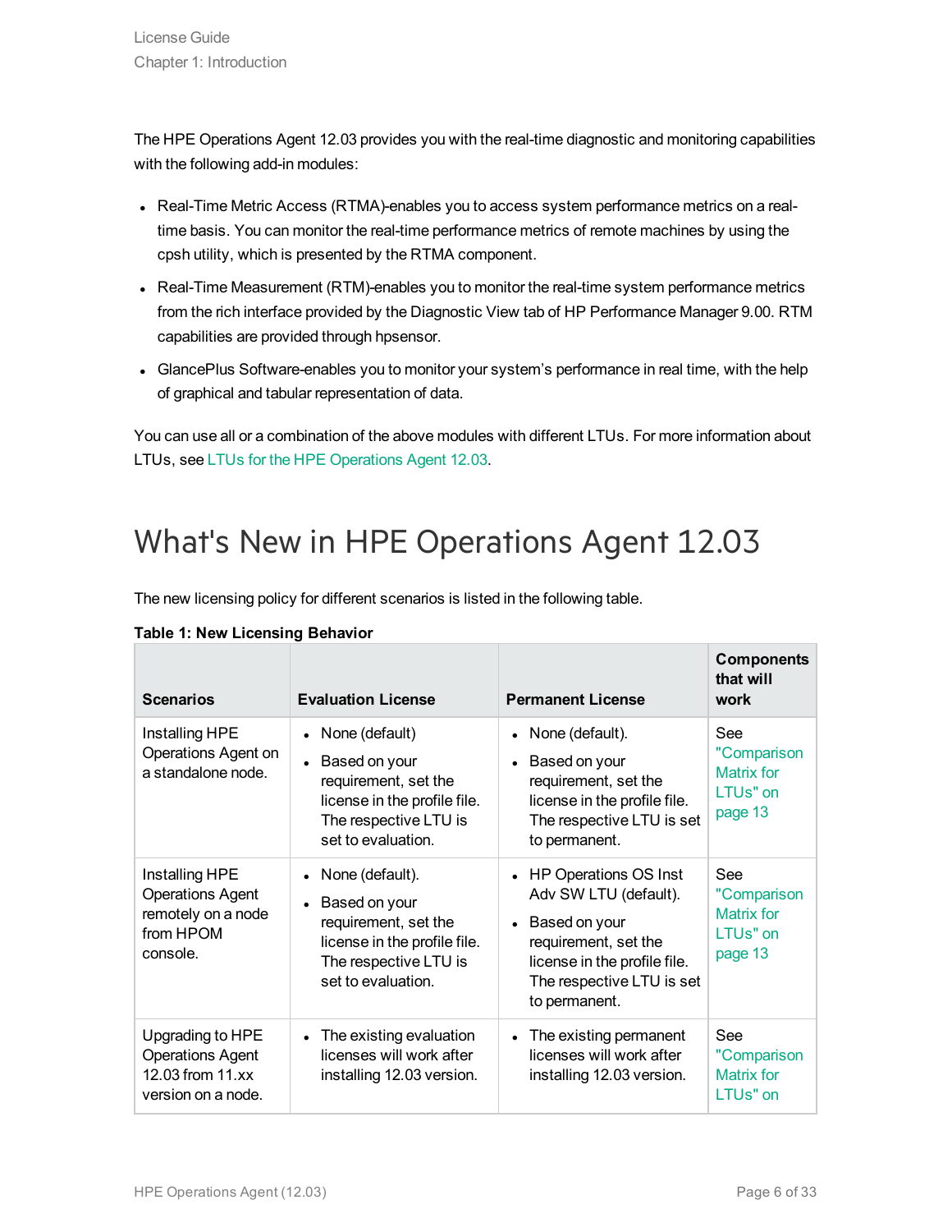The HPE Operations Agent 12.03 provides you with the real-time diagnostic and monitoring capabilities with the following add-in modules:

- Real-Time Metric Access (RTMA)-enables you to access system performance metrics on a real-time basis. You can monitor the real-time performance metrics of remote machines by using the cpsh utility, which is presented by the RTMA component.
- Real-Time Measurement (RTM)-enables you to monitor the real-time system performance metrics from the rich interface provided by the Diagnostic View tab of HP Performance Manager 9.00. RTM capabilities are provided through hpsensor.
- GlancePlus Software-enables you to monitor your system's performance in real time, with the help of graphical and tabular representation of data.

You can use all or a combination of the above modules with different LTUs. For more information about LTUs, see LTUs for the HPE Operations Agent 12.03.

# What's New in HPE Operations Agent 12.03

The new licensing policy for different scenarios is listed in the following table.

**Table 1: New Licensing Behavior**

| Scenarios | Evaluation License | Permanent License | Components that will work |
|---|---|---|---|
| Installing HPE Operations Agent on a standalone node. | • None (default)<br>• Based on your requirement, set the license in the profile file. The respective LTU is set to evaluation. | • None (default).<br>• Based on your requirement, set the license in the profile file. The respective LTU is set to permanent. | See "Comparison Matrix for LTUs" on page 13 |
| Installing HPE Operations Agent remotely on a node from HPOM console. | • None (default).<br>• Based on your requirement, set the license in the profile file. The respective LTU is set to evaluation. | • HP Operations OS Inst Adv SW LTU (default).<br>• Based on your requirement, set the license in the profile file. The respective LTU is set to permanent. | See "Comparison Matrix for LTUs" on page 13 |
| Upgrading to HPE Operations Agent 12.03 from 11.xx version on a node. | • The existing evaluation licenses will work after installing 12.03 version. | • The existing permanent licenses will work after installing 12.03 version. | See "Comparison Matrix for LTUs" on |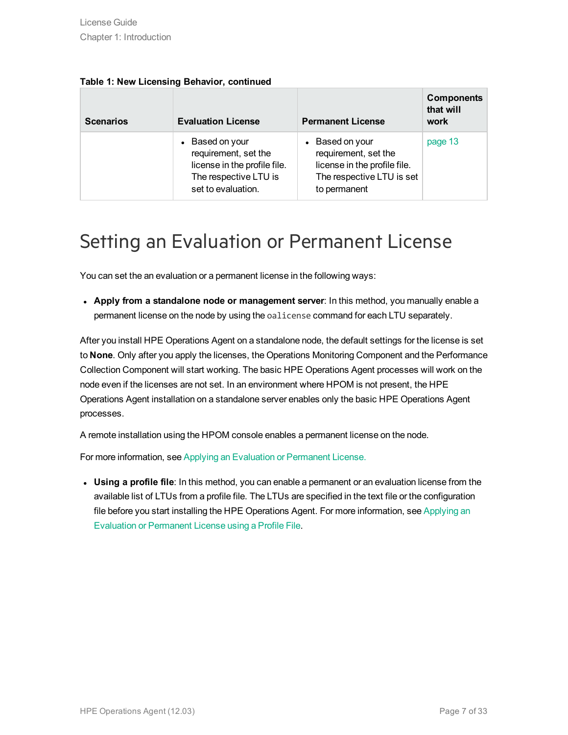**Table 1: New Licensing Behavior, continued**

| Scenarios | Evaluation License | Permanent License | Components that will work |
|---|---|---|---|
| | • Based on your requirement, set the license in the profile file. The respective LTU is set to evaluation. | • Based on your requirement, set the license in the profile file. The respective LTU is set to permanent | page 13 |

# Setting an Evaluation or Permanent License

You can set the an evaluation or a permanent license in the following ways:

- **Apply from a standalone node or management server**: In this method, you manually enable a permanent license on the node by using the `oalicense` command for each LTU separately.

After you install HPE Operations Agent on a standalone node, the default settings for the license is set to **None**. Only after you apply the licenses, the Operations Monitoring Component and the Performance Collection Component will start working. The basic HPE Operations Agent processes will work on the node even if the licenses are not set. In an environment where HPOM is not present, the HPE Operations Agent installation on a standalone server enables only the basic HPE Operations Agent processes.

A remote installation using the HPOM console enables a permanent license on the node.

For more information, see Applying an Evaluation or Permanent License.

- **Using a profile file**: In this method, you can enable a permanent or an evaluation license from the available list of LTUs from a profile file. The LTUs are specified in the text file or the configuration file before you start installing the HPE Operations Agent. For more information, see Applying an Evaluation or Permanent License using a Profile File.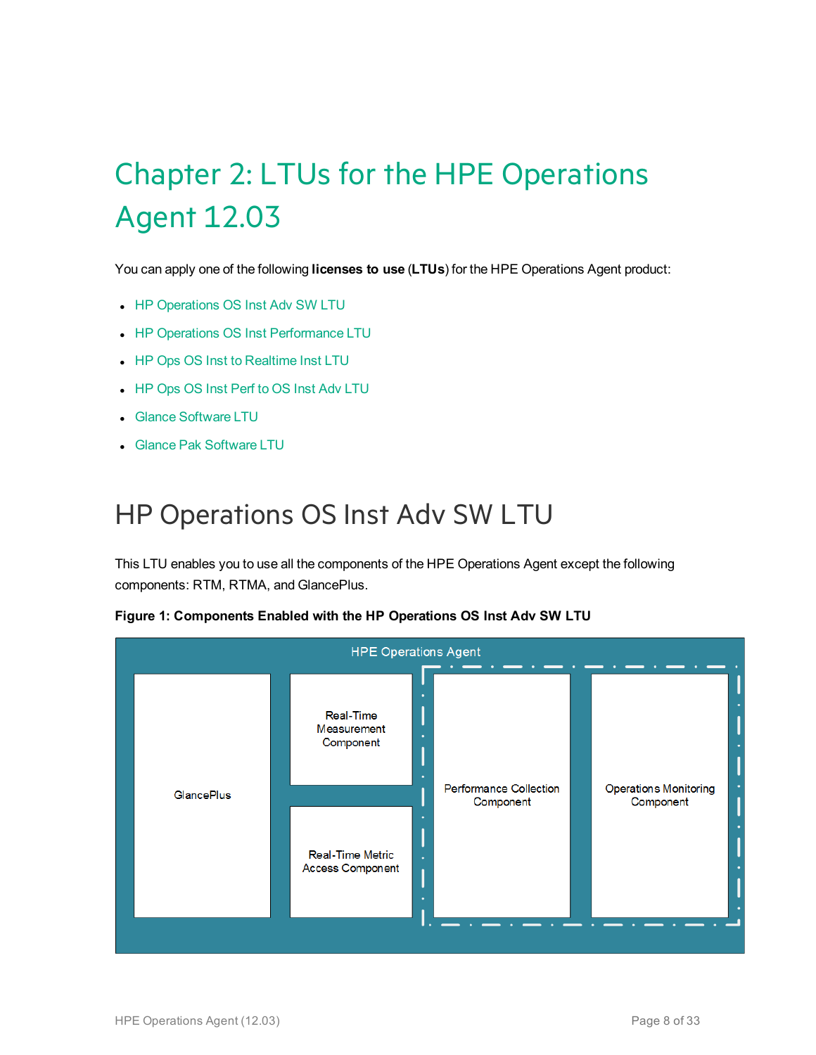# Chapter 2: LTUs for the HPE Operations Agent 12.03

You can apply one of the following **licenses to use** (**LTUs**) for the HPE Operations Agent product:

- HP Operations OS Inst Adv SW LTU
- HP Operations OS Inst Performance LTU
- HP Ops OS Inst to Realtime Inst LTU
- HP Ops OS Inst Perf to OS Inst Adv LTU
- Glance Software LTU
- Glance Pak Software LTU

## HP Operations OS Inst Adv SW LTU

This LTU enables you to use all the components of the HPE Operations Agent except the following components: RTM, RTMA, and GlancePlus.

**Figure 1: Components Enabled with the HP Operations OS Inst Adv SW LTU**

HPE Operations Agent

GlancePlus

Real-Time Measurement Component

Real-Time Metric Access Component

Performance Collection Component

Operations Monitoring Component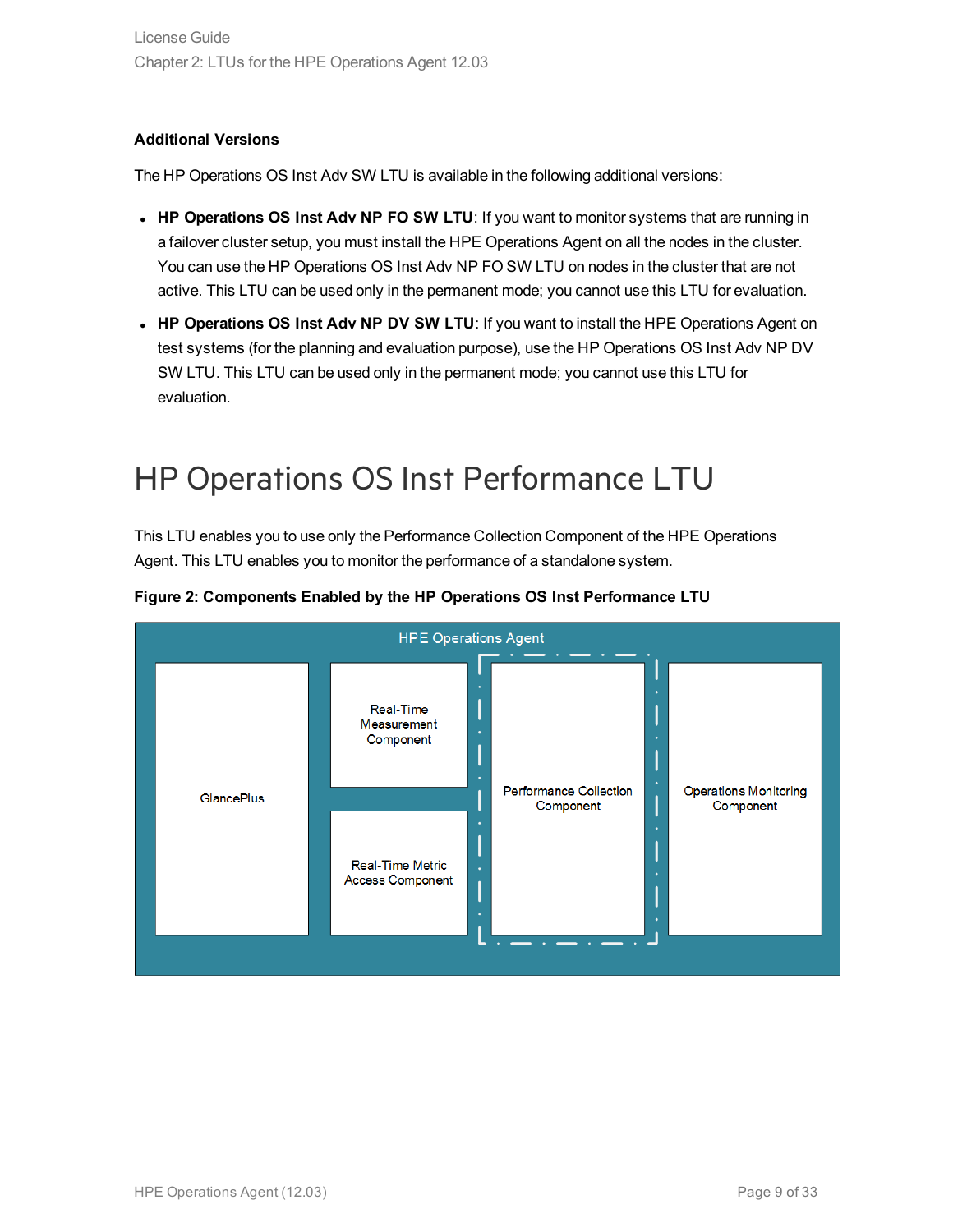**Additional Versions**

The HP Operations OS Inst Adv SW LTU is available in the following additional versions:

- **HP Operations OS Inst Adv NP FO SW LTU**: If you want to monitor systems that are running in a failover cluster setup, you must install the HPE Operations Agent on all the nodes in the cluster. You can use the HP Operations OS Inst Adv NP FO SW LTU on nodes in the cluster that are not active. This LTU can be used only in the permanent mode; you cannot use this LTU for evaluation.
- **HP Operations OS Inst Adv NP DV SW LTU**: If you want to install the HPE Operations Agent on test systems (for the planning and evaluation purpose), use the HP Operations OS Inst Adv NP DV SW LTU. This LTU can be used only in the permanent mode; you cannot use this LTU for evaluation.

# HP Operations OS Inst Performance LTU

This LTU enables you to use only the Performance Collection Component of the HPE Operations Agent. This LTU enables you to monitor the performance of a standalone system.

**Figure 2: Components Enabled by the HP Operations OS Inst Performance LTU**

HPE Operations Agent

GlancePlus

Real-Time Measurement Component

Real-Time Metric Access Component

Performance Collection Component

Operations Monitoring Component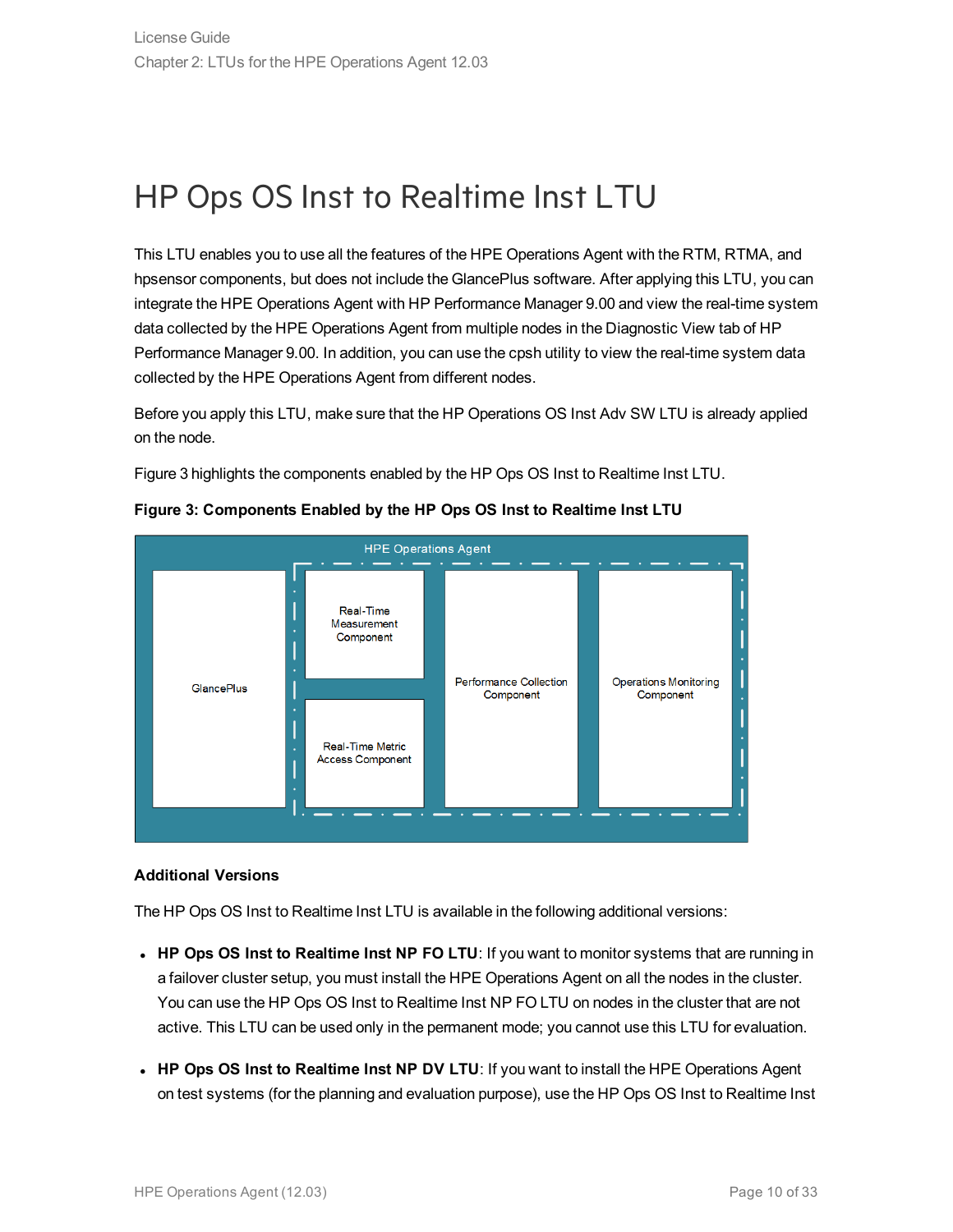# HP Ops OS Inst to Realtime Inst LTU

This LTU enables you to use all the features of the HPE Operations Agent with the RTM, RTMA, and hpsensor components, but does not include the GlancePlus software. After applying this LTU, you can integrate the HPE Operations Agent with HP Performance Manager 9.00 and view the real-time system data collected by the HPE Operations Agent from multiple nodes in the Diagnostic View tab of HP Performance Manager 9.00. In addition, you can use the cpsh utility to view the real-time system data collected by the HPE Operations Agent from different nodes.

Before you apply this LTU, make sure that the HP Operations OS Inst Adv SW LTU is already applied on the node.

Figure 3 highlights the components enabled by the HP Ops OS Inst to Realtime Inst LTU.

**Figure 3: Components Enabled by the HP Ops OS Inst to Realtime Inst LTU**

HPE Operations Agent

GlancePlus

Real-Time Measurement Component

Real-Time Metric Access Component

Performance Collection Component

Operations Monitoring Component

**Additional Versions**

The HP Ops OS Inst to Realtime Inst LTU is available in the following additional versions:

- **HP Ops OS Inst to Realtime Inst NP FO LTU**: If you want to monitor systems that are running in a failover cluster setup, you must install the HPE Operations Agent on all the nodes in the cluster. You can use the HP Ops OS Inst to Realtime Inst NP FO LTU on nodes in the cluster that are not active. This LTU can be used only in the permanent mode; you cannot use this LTU for evaluation.
- **HP Ops OS Inst to Realtime Inst NP DV LTU**: If you want to install the HPE Operations Agent on test systems (for the planning and evaluation purpose), use the HP Ops OS Inst to Realtime Inst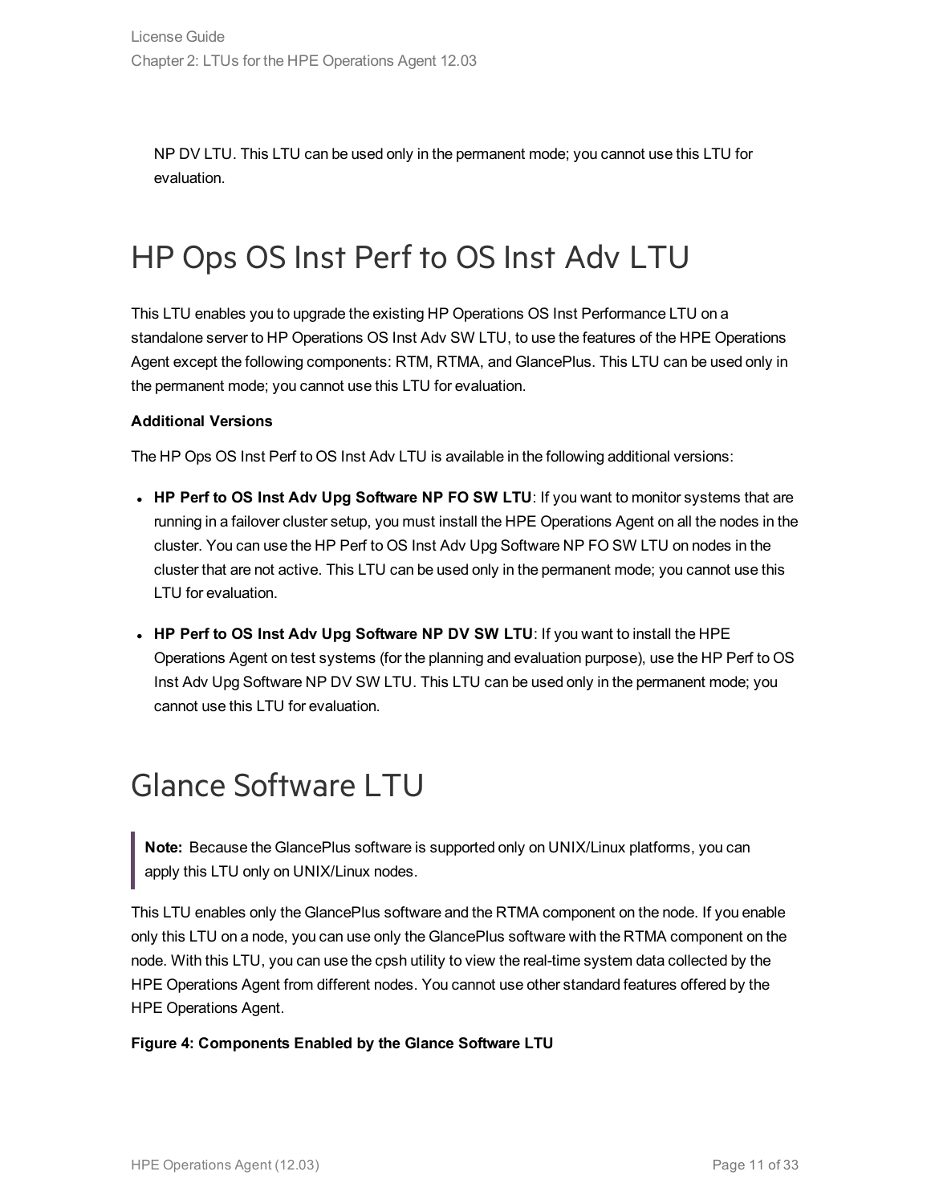NP DV LTU. This LTU can be used only in the permanent mode; you cannot use this LTU for evaluation.

# HP Ops OS Inst Perf to OS Inst Adv LTU

This LTU enables you to upgrade the existing HP Operations OS Inst Performance LTU on a standalone server to HP Operations OS Inst Adv SW LTU, to use the features of the HPE Operations Agent except the following components: RTM, RTMA, and GlancePlus. This LTU can be used only in the permanent mode; you cannot use this LTU for evaluation.

**Additional Versions**

The HP Ops OS Inst Perf to OS Inst Adv LTU is available in the following additional versions:

- **HP Perf to OS Inst Adv Upg Software NP FO SW LTU**: If you want to monitor systems that are running in a failover cluster setup, you must install the HPE Operations Agent on all the nodes in the cluster. You can use the HP Perf to OS Inst Adv Upg Software NP FO SW LTU on nodes in the cluster that are not active. This LTU can be used only in the permanent mode; you cannot use this LTU for evaluation.
- **HP Perf to OS Inst Adv Upg Software NP DV SW LTU**: If you want to install the HPE Operations Agent on test systems (for the planning and evaluation purpose), use the HP Perf to OS Inst Adv Upg Software NP DV SW LTU. This LTU can be used only in the permanent mode; you cannot use this LTU for evaluation.

# Glance Software LTU

> **Note:** Because the GlancePlus software is supported only on UNIX/Linux platforms, you can apply this LTU only on UNIX/Linux nodes.

This LTU enables only the GlancePlus software and the RTMA component on the node. If you enable only this LTU on a node, you can use only the GlancePlus software with the RTMA component on the node. With this LTU, you can use the cpsh utility to view the real-time system data collected by the HPE Operations Agent from different nodes. You cannot use other standard features offered by the HPE Operations Agent.

**Figure 4: Components Enabled by the Glance Software LTU**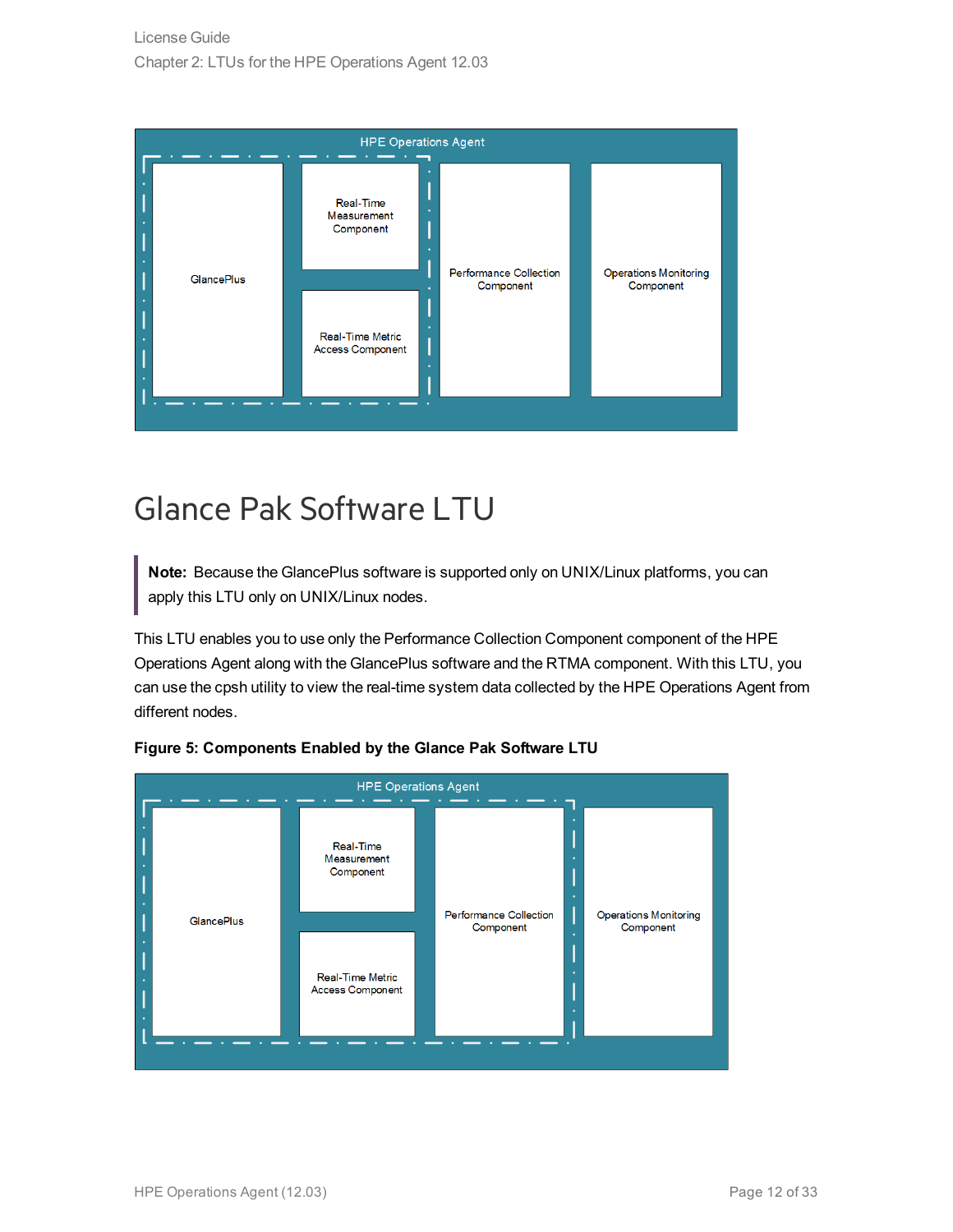HPE Operations Agent

GlancePlus

Real-Time Measurement Component

Real-Time Metric Access Component

Performance Collection Component

Operations Monitoring Component

## Glance Pak Software LTU

> **Note:** Because the GlancePlus software is supported only on UNIX/Linux platforms, you can apply this LTU only on UNIX/Linux nodes.

This LTU enables you to use only the Performance Collection Component component of the HPE Operations Agent along with the GlancePlus software and the RTMA component. With this LTU, you can use the cpsh utility to view the real-time system data collected by the HPE Operations Agent from different nodes.

**Figure 5: Components Enabled by the Glance Pak Software LTU**

HPE Operations Agent

GlancePlus

Real-Time Measurement Component

Real-Time Metric Access Component

Performance Collection Component

Operations Monitoring Component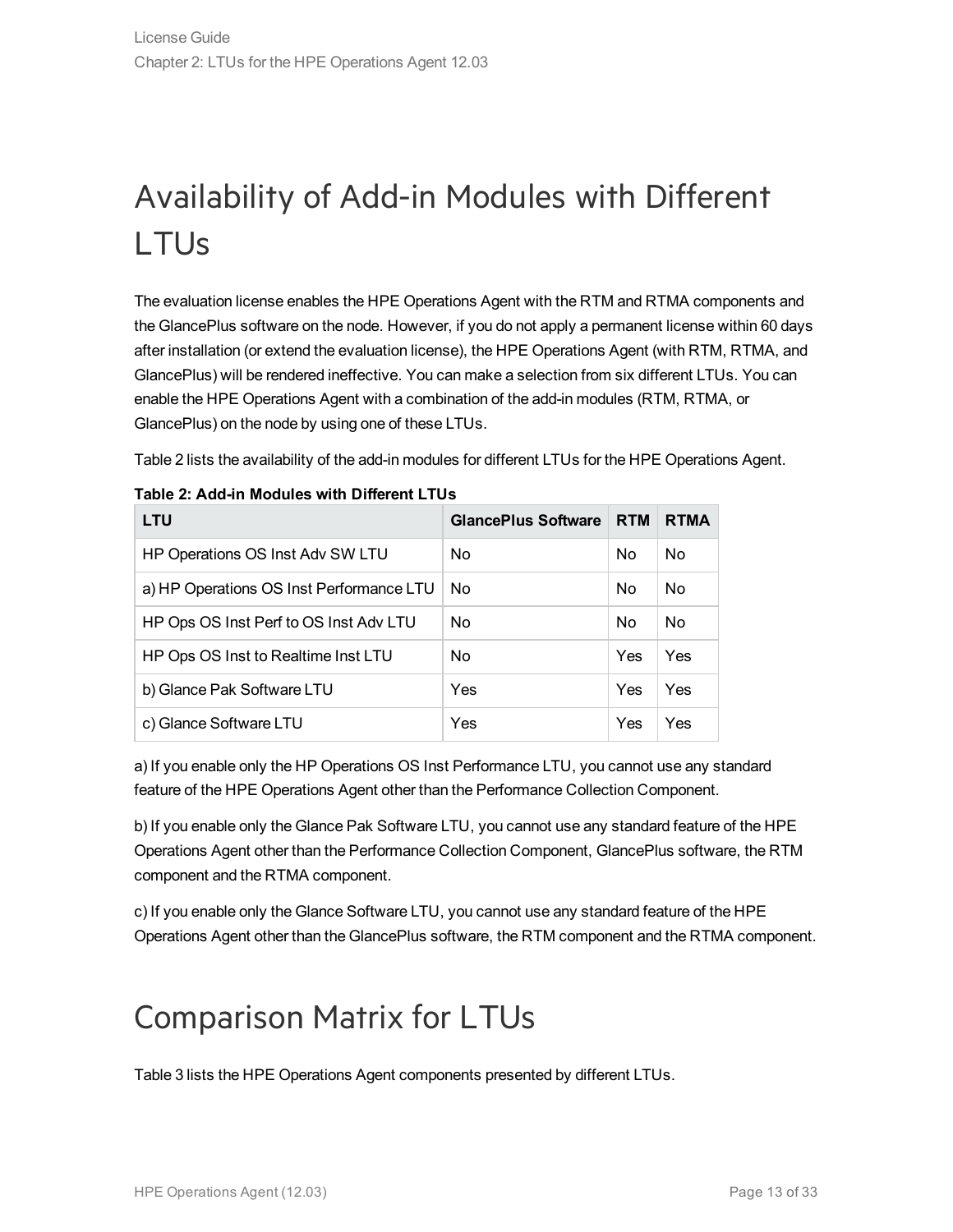# Availability of Add-in Modules with Different LTUs

The evaluation license enables the HPE Operations Agent with the RTM and RTMA components and the GlancePlus software on the node. However, if you do not apply a permanent license within 60 days after installation (or extend the evaluation license), the HPE Operations Agent (with RTM, RTMA, and GlancePlus) will be rendered ineffective. You can make a selection from six different LTUs. You can enable the HPE Operations Agent with a combination of the add-in modules (RTM, RTMA, or GlancePlus) on the node by using one of these LTUs.

Table 2 lists the availability of the add-in modules for different LTUs for the HPE Operations Agent.

**Table 2: Add-in Modules with Different LTUs**

| LTU | GlancePlus Software | RTM | RTMA |
|---|---|---|---|
| HP Operations OS Inst Adv SW LTU | No | No | No |
| a) HP Operations OS Inst Performance LTU | No | No | No |
| HP Ops OS Inst Perf to OS Inst Adv LTU | No | No | No |
| HP Ops OS Inst to Realtime Inst LTU | No | Yes | Yes |
| b) Glance Pak Software LTU | Yes | Yes | Yes |
| c) Glance Software LTU | Yes | Yes | Yes |

a) If you enable only the HP Operations OS Inst Performance LTU, you cannot use any standard feature of the HPE Operations Agent other than the Performance Collection Component.

b) If you enable only the Glance Pak Software LTU, you cannot use any standard feature of the HPE Operations Agent other than the Performance Collection Component, GlancePlus software, the RTM component and the RTMA component.

c) If you enable only the Glance Software LTU, you cannot use any standard feature of the HPE Operations Agent other than the GlancePlus software, the RTM component and the RTMA component.

# Comparison Matrix for LTUs

Table 3 lists the HPE Operations Agent components presented by different LTUs.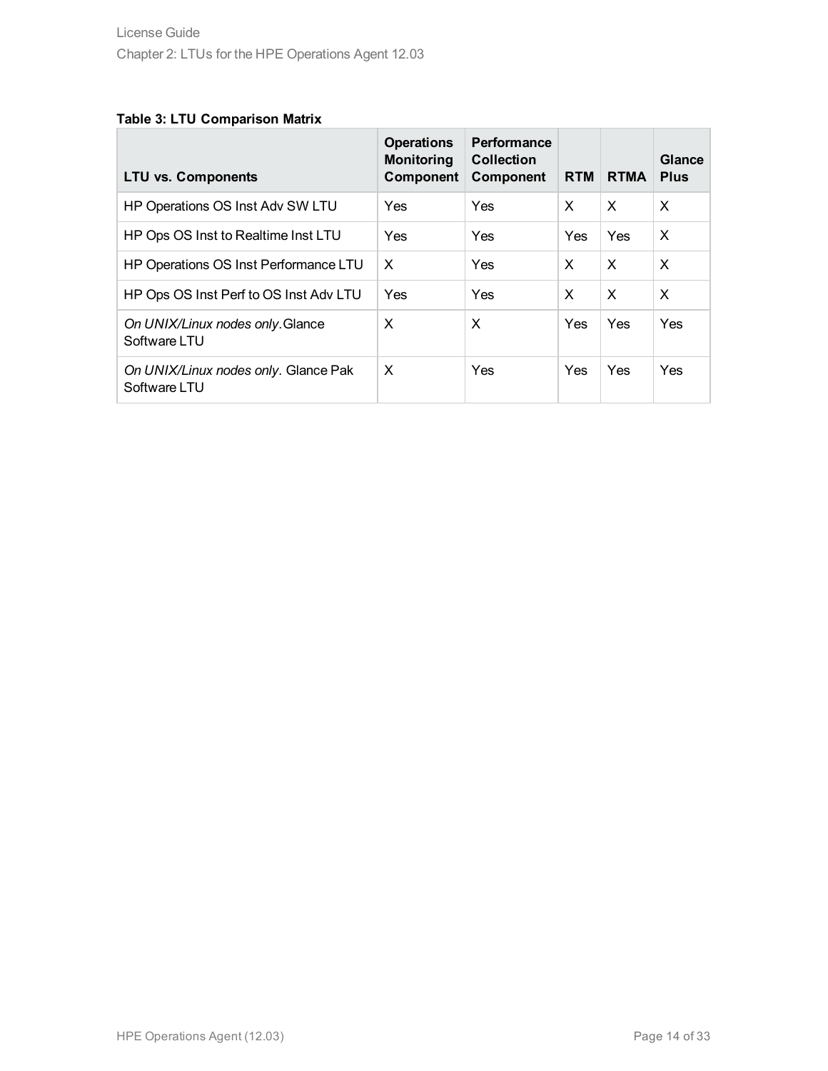**Table 3: LTU Comparison Matrix**

| LTU vs. Components | Operations Monitoring Component | Performance Collection Component | RTM | RTMA | Glance Plus |
|---|---|---|---|---|---|
| HP Operations OS Inst Adv SW LTU | Yes | Yes | X | X | X |
| HP Ops OS Inst to Realtime Inst LTU | Yes | Yes | Yes | Yes | X |
| HP Operations OS Inst Performance LTU | X | Yes | X | X | X |
| HP Ops OS Inst Perf to OS Inst Adv LTU | Yes | Yes | X | X | X |
| *On UNIX/Linux nodes only*.Glance Software LTU | X | X | Yes | Yes | Yes |
| *On UNIX/Linux nodes only*. Glance Pak Software LTU | X | Yes | Yes | Yes | Yes |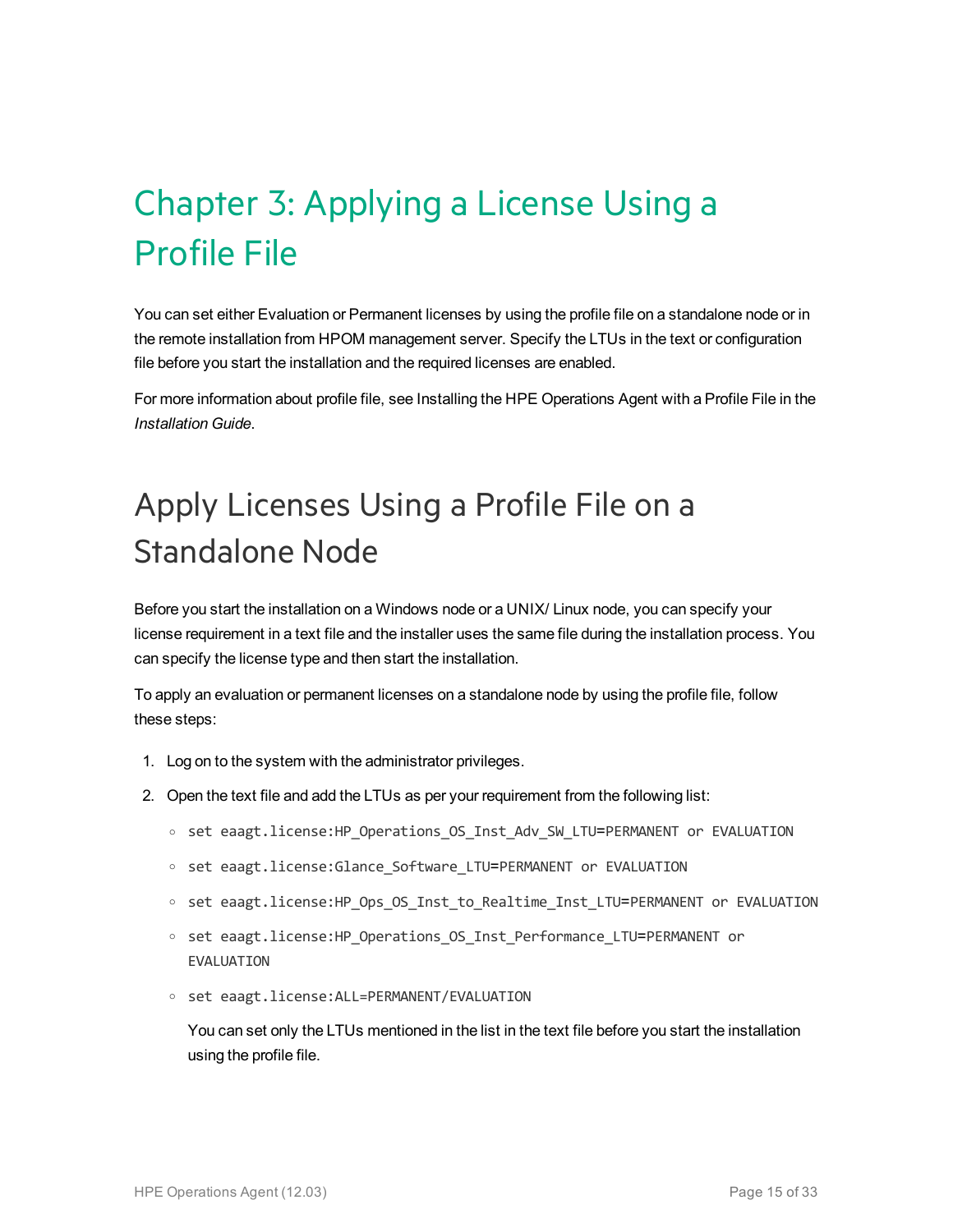# Chapter 3: Applying a License Using a Profile File

You can set either Evaluation or Permanent licenses by using the profile file on a standalone node or in the remote installation from HPOM management server. Specify the LTUs in the text or configuration file before you start the installation and the required licenses are enabled.

For more information about profile file, see Installing the HPE Operations Agent with a Profile File in the *Installation Guide*.

## Apply Licenses Using a Profile File on a Standalone Node

Before you start the installation on a Windows node or a UNIX/ Linux node, you can specify your license requirement in a text file and the installer uses the same file during the installation process. You can specify the license type and then start the installation.

To apply an evaluation or permanent licenses on a standalone node by using the profile file, follow these steps:

1. Log on to the system with the administrator privileges.
2. Open the text file and add the LTUs as per your requirement from the following list:
   - `set eaagt.license:HP_Operations_OS_Inst_Adv_SW_LTU=PERMANENT or EVALUATION`
   - `set eaagt.license:Glance_Software_LTU=PERMANENT or EVALUATION`
   - `set eaagt.license:HP_Ops_OS_Inst_to_Realtime_Inst_LTU=PERMANENT or EVALUATION`
   - `set eaagt.license:HP_Operations_OS_Inst_Performance_LTU=PERMANENT or EVALUATION`
   - `set eaagt.license:ALL=PERMANENT/EVALUATION`

   You can set only the LTUs mentioned in the list in the text file before you start the installation using the profile file.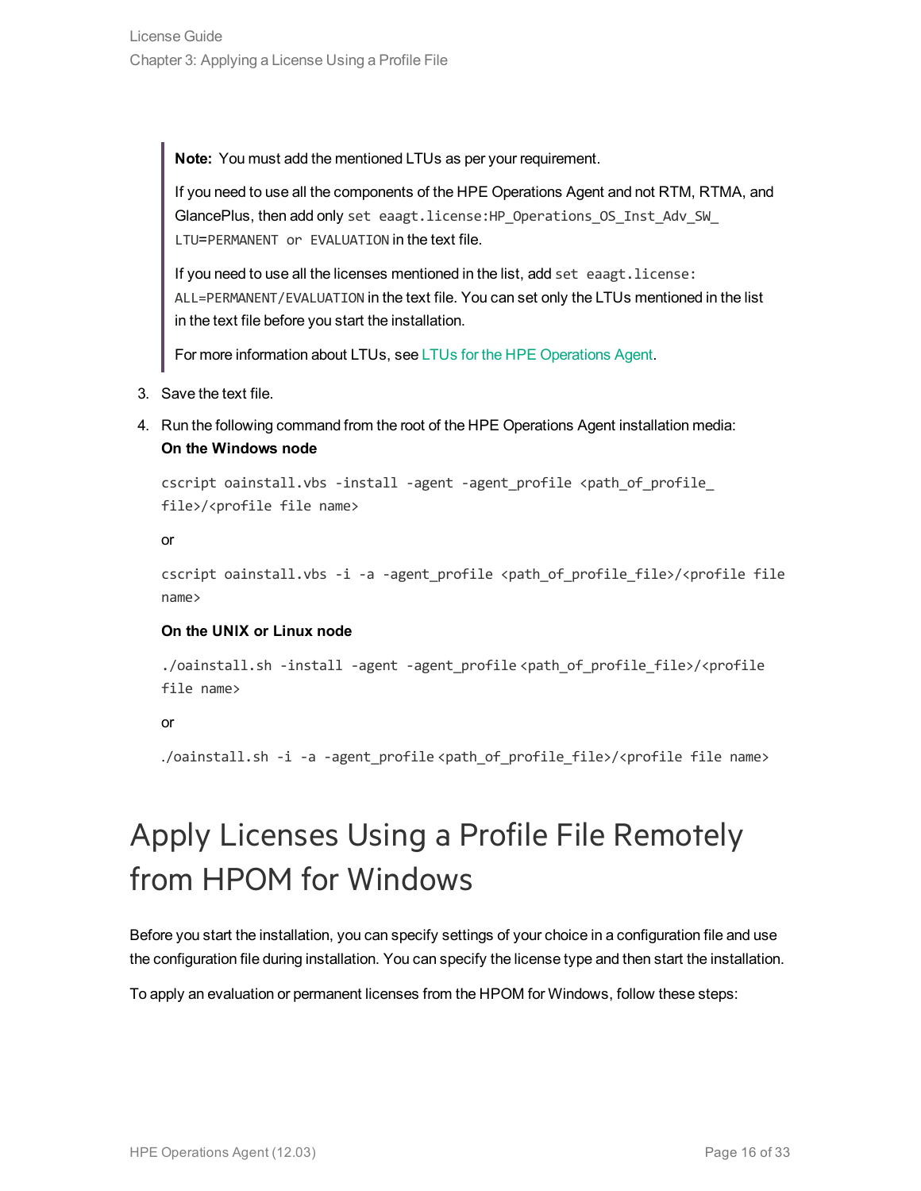> **Note:** You must add the mentioned LTUs as per your requirement.
>
> If you need to use all the components of the HPE Operations Agent and not RTM, RTMA, and GlancePlus, then add only `set eaagt.license:HP_Operations_OS_Inst_Adv_SW_LTU=PERMANENT or EVALUATION` in the text file.
>
> If you need to use all the licenses mentioned in the list, add `set eaagt.license:ALL=PERMANENT/EVALUATION` in the text file. You can set only the LTUs mentioned in the list in the text file before you start the installation.
>
> For more information about LTUs, see LTUs for the HPE Operations Agent.

3. Save the text file.
4. Run the following command from the root of the HPE Operations Agent installation media:
   **On the Windows node**

   ```
   cscript oainstall.vbs -install -agent -agent_profile <path_of_profile_file>/<profile file name>
   ```

   or

   ```
   cscript oainstall.vbs -i -a -agent_profile <path_of_profile_file>/<profile file name>
   ```

   **On the UNIX or Linux node**

   ```
   ./oainstall.sh -install -agent -agent_profile <path_of_profile_file>/<profile file name>
   ```

   or

   ```
   ./oainstall.sh -i -a -agent_profile <path_of_profile_file>/<profile file name>
   ```

# Apply Licenses Using a Profile File Remotely from HPOM for Windows

Before you start the installation, you can specify settings of your choice in a configuration file and use the configuration file during installation. You can specify the license type and then start the installation.

To apply an evaluation or permanent licenses from the HPOM for Windows, follow these steps: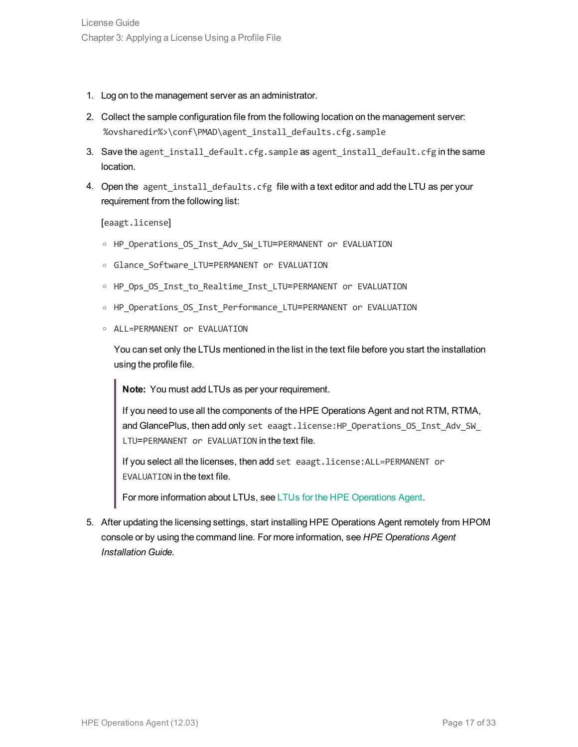1. Log on to the management server as an administrator.
2. Collect the sample configuration file from the following location on the management server: `%ovsharedir%>\conf\PMAD\agent_install_defaults.cfg.sample`
3. Save the `agent_install_default.cfg.sample` as `agent_install_default.cfg` in the same location.
4. Open the `agent_install_defaults.cfg` file with a text editor and add the LTU as per your requirement from the following list:

   `[eaagt.license]`

   - `HP_Operations_OS_Inst_Adv_SW_LTU=PERMANENT or EVALUATION`
   - `Glance_Software_LTU=PERMANENT or EVALUATION`
   - `HP_Ops_OS_Inst_to_Realtime_Inst_LTU=PERMANENT or EVALUATION`
   - `HP_Operations_OS_Inst_Performance_LTU=PERMANENT or EVALUATION`
   - `ALL=PERMANENT or EVALUATION`

     You can set only the LTUs mentioned in the list in the text file before you start the installation using the profile file.

   > **Note:** You must add LTUs as per your requirement.
   >
   > If you need to use all the components of the HPE Operations Agent and not RTM, RTMA, and GlancePlus, then add only `set eaagt.license:HP_Operations_OS_Inst_Adv_SW_LTU=PERMANENT or EVALUATION` in the text file.
   >
   > If you select all the licenses, then add `set eaagt.license:ALL=PERMANENT or EVALUATION` in the text file.
   >
   > For more information about LTUs, see LTUs for the HPE Operations Agent.

5. After updating the licensing settings, start installing HPE Operations Agent remotely from HPOM console or by using the command line. For more information, see *HPE Operations Agent Installation Guide.*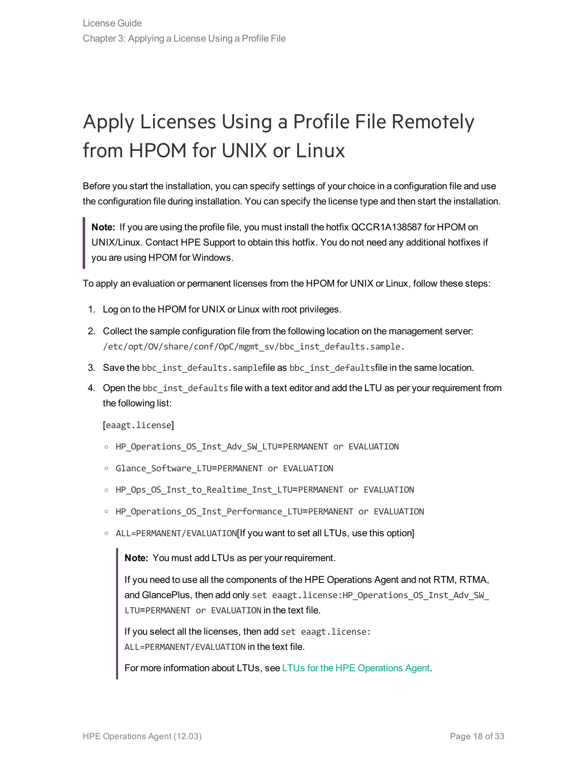# Apply Licenses Using a Profile File Remotely from HPOM for UNIX or Linux

Before you start the installation, you can specify settings of your choice in a configuration file and use the configuration file during installation. You can specify the license type and then start the installation.

> **Note:** If you are using the profile file, you must install the hotfix QCCR1A138587 for HPOM on UNIX/Linux. Contact HPE Support to obtain this hotfix. You do not need any additional hotfixes if you are using HPOM for Windows.

To apply an evaluation or permanent licenses from the HPOM for UNIX or Linux, follow these steps:

1. Log on to the HPOM for UNIX or Linux with root privileges.
2. Collect the sample configuration file from the following location on the management server: `/etc/opt/OV/share/conf/OpC/mgmt_sv/bbc_inst_defaults.sample.`
3. Save the `bbc_inst_defaults.sample`file as `bbc_inst_defaults`file in the same location.
4. Open the `bbc_inst_defaults` file with a text editor and add the LTU as per your requirement from the following list:

   [`eaagt.license`]

   - `HP_Operations_OS_Inst_Adv_SW_LTU=PERMANENT or EVALUATION`
   - `Glance_Software_LTU=PERMANENT or EVALUATION`
   - `HP_Ops_OS_Inst_to_Realtime_Inst_LTU=PERMANENT or EVALUATION`
   - `HP_Operations_OS_Inst_Performance_LTU=PERMANENT or EVALUATION`
   - `ALL=PERMANENT/EVALUATION`[If you want to set all LTUs, use this option]

   > **Note:** You must add LTUs as per your requirement.
   >
   > If you need to use all the components of the HPE Operations Agent and not RTM, RTMA, and GlancePlus, then add only `set eaagt.license:HP_Operations_OS_Inst_Adv_SW_LTU=PERMANENT or EVALUATION` in the text file.
   >
   > If you select all the licenses, then add `set eaagt.license:ALL=PERMANENT/EVALUATION` in the text file.
   >
   > For more information about LTUs, see LTUs for the HPE Operations Agent.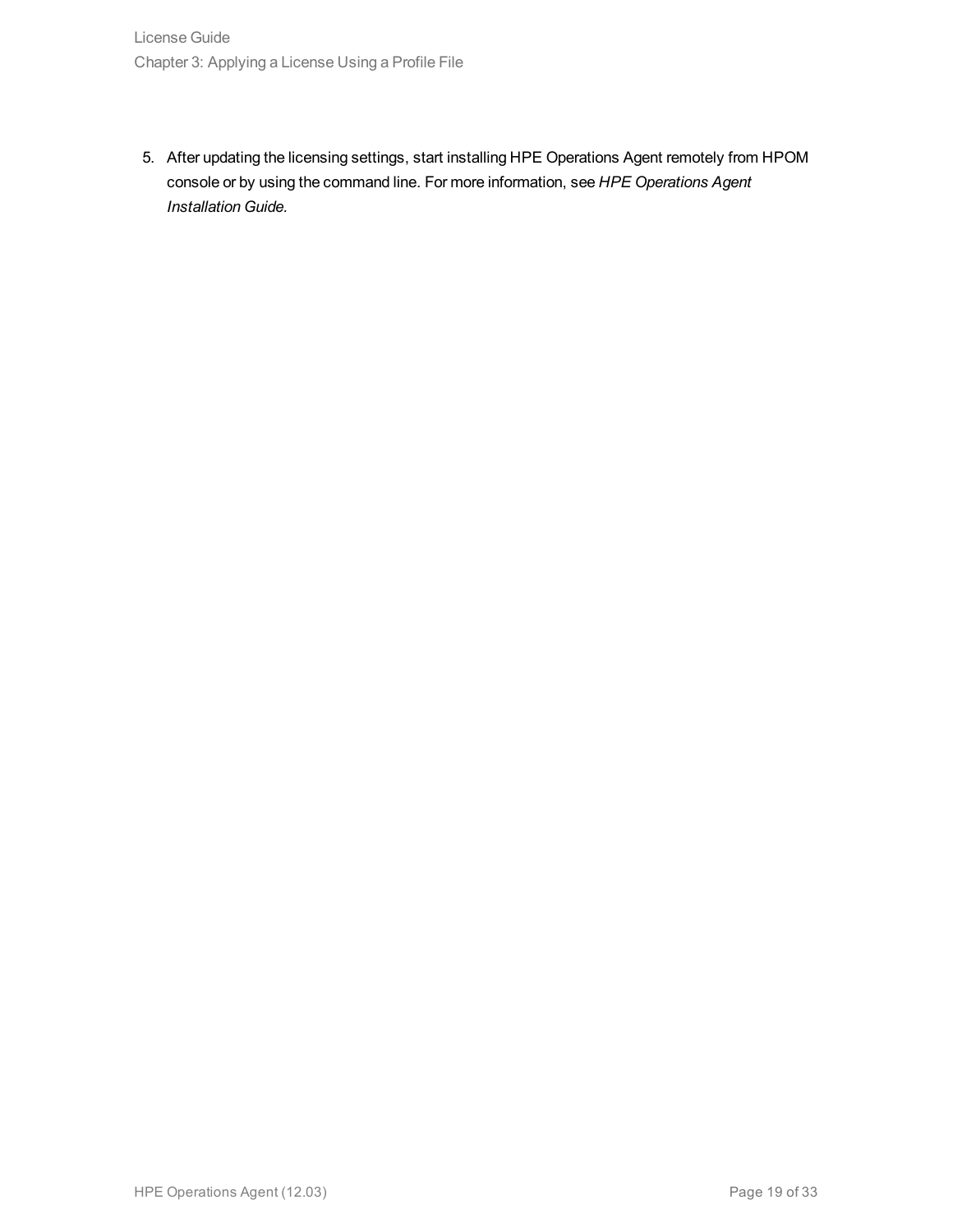5. After updating the licensing settings, start installing HPE Operations Agent remotely from HPOM console or by using the command line. For more information, see *HPE Operations Agent Installation Guide.*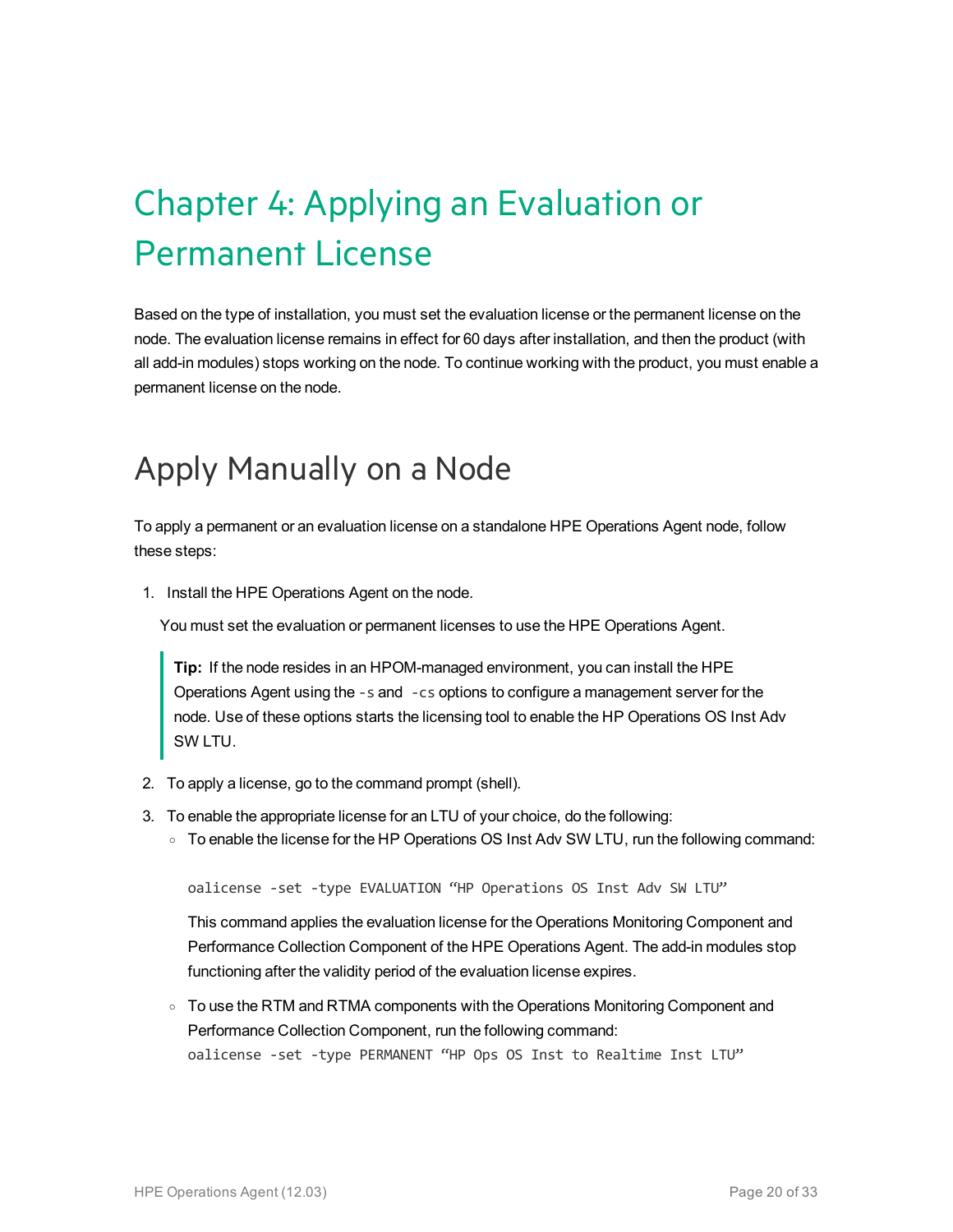# Chapter 4: Applying an Evaluation or Permanent License

Based on the type of installation, you must set the evaluation license or the permanent license on the node. The evaluation license remains in effect for 60 days after installation, and then the product (with all add-in modules) stops working on the node. To continue working with the product, you must enable a permanent license on the node.

## Apply Manually on a Node

To apply a permanent or an evaluation license on a standalone HPE Operations Agent node, follow these steps:

1. Install the HPE Operations Agent on the node.

   You must set the evaluation or permanent licenses to use the HPE Operations Agent.

   > **Tip:** If the node resides in an HPOM-managed environment, you can install the HPE Operations Agent using the `-s` and `-cs` options to configure a management server for the node. Use of these options starts the licensing tool to enable the HP Operations OS Inst Adv SW LTU.

2. To apply a license, go to the command prompt (shell).

3. To enable the appropriate license for an LTU of your choice, do the following:
   - To enable the license for the HP Operations OS Inst Adv SW LTU, run the following command:

     ```
     oalicense -set -type EVALUATION "HP Operations OS Inst Adv SW LTU"
     ```

     This command applies the evaluation license for the Operations Monitoring Component and Performance Collection Component of the HPE Operations Agent. The add-in modules stop functioning after the validity period of the evaluation license expires.

   - To use the RTM and RTMA components with the Operations Monitoring Component and Performance Collection Component, run the following command:

     ```
     oalicense -set -type PERMANENT "HP Ops OS Inst to Realtime Inst LTU"
     ```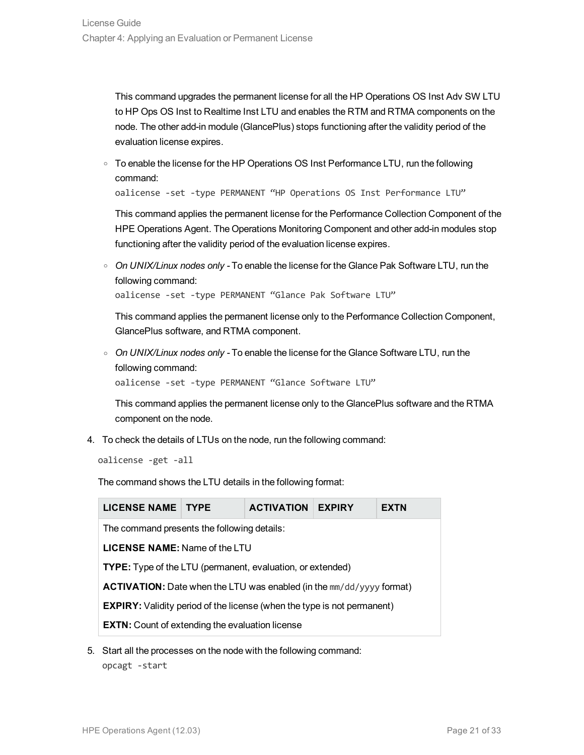This command upgrades the permanent license for all the HP Operations OS Inst Adv SW LTU to HP Ops OS Inst to Realtime Inst LTU and enables the RTM and RTMA components on the node. The other add-in module (GlancePlus) stops functioning after the validity period of the evaluation license expires.

- To enable the license for the HP Operations OS Inst Performance LTU, run the following command:
  `oalicense -set -type PERMANENT “HP Operations OS Inst Performance LTU”`

  This command applies the permanent license for the Performance Collection Component of the HPE Operations Agent. The Operations Monitoring Component and other add-in modules stop functioning after the validity period of the evaluation license expires.

- *On UNIX/Linux nodes only* - To enable the license for the Glance Pak Software LTU, run the following command:
  `oalicense -set -type PERMANENT “Glance Pak Software LTU”`

  This command applies the permanent license only to the Performance Collection Component, GlancePlus software, and RTMA component.

- *On UNIX/Linux nodes only* - To enable the license for the Glance Software LTU, run the following command:
  `oalicense -set -type PERMANENT “Glance Software LTU”`

  This command applies the permanent license only to the GlancePlus software and the RTMA component on the node.

4. To check the details of LTUs on the node, run the following command:

   ```
   oalicense -get -all
   ```

   The command shows the LTU details in the following format:

   | LICENSE NAME | TYPE | ACTIVATION | EXPIRY | EXTN |
   |---|---|---|---|---|
   | The command presents the following details: | | | | |
   | **LICENSE NAME:** Name of the LTU | | | | |
   | **TYPE:** Type of the LTU (permanent, evaluation, or extended) | | | | |
   | **ACTIVATION:** Date when the LTU was enabled (in the `mm/dd/yyyy` format) | | | | |
   | **EXPIRY:** Validity period of the license (when the type is not permanent) | | | | |
   | **EXTN:** Count of extending the evaluation license | | | | |

5. Start all the processes on the node with the following command:
   `opcagt -start`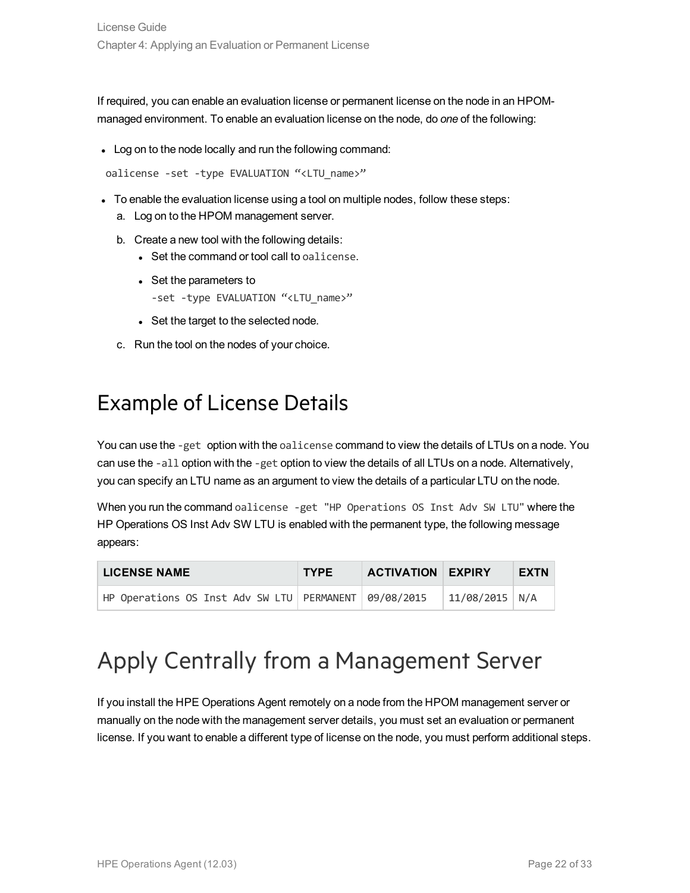If required, you can enable an evaluation license or permanent license on the node in an HPOM-managed environment. To enable an evaluation license on the node, do *one* of the following:

- Log on to the node locally and run the following command:

```
oalicense -set -type EVALUATION "<LTU_name>"
```

- To enable the evaluation license using a tool on multiple nodes, follow these steps:
  a. Log on to the HPOM management server.
  b. Create a new tool with the following details:
     - Set the command or tool call to `oalicense`.
     - Set the parameters to
       `-set -type EVALUATION "<LTU_name>"`
     - Set the target to the selected node.
  c. Run the tool on the nodes of your choice.

# Example of License Details

You can use the `-get` option with the `oalicense` command to view the details of LTUs on a node. You can use the `-all` option with the `-get` option to view the details of all LTUs on a node. Alternatively, you can specify an LTU name as an argument to view the details of a particular LTU on the node.

When you run the command `oalicense -get "HP Operations OS Inst Adv SW LTU"` where the HP Operations OS Inst Adv SW LTU is enabled with the permanent type, the following message appears:

| LICENSE NAME | TYPE | ACTIVATION | EXPIRY | EXTN |
|---|---|---|---|---|
| HP Operations OS Inst Adv SW LTU | PERMANENT | 09/08/2015 | 11/08/2015 | N/A |

# Apply Centrally from a Management Server

If you install the HPE Operations Agent remotely on a node from the HPOM management server or manually on the node with the management server details, you must set an evaluation or permanent license. If you want to enable a different type of license on the node, you must perform additional steps.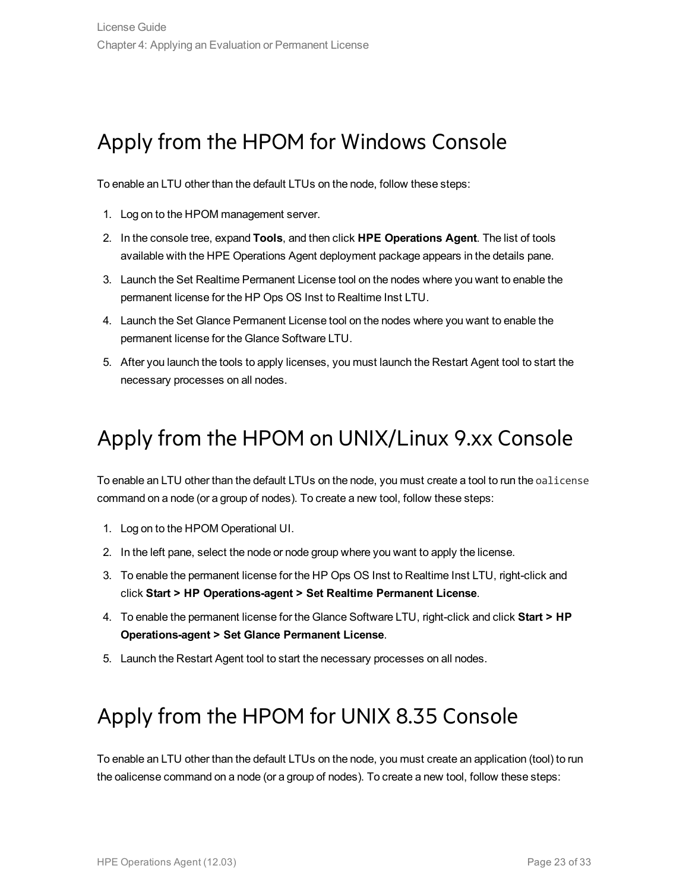## Apply from the HPOM for Windows Console

To enable an LTU other than the default LTUs on the node, follow these steps:

1. Log on to the HPOM management server.
2. In the console tree, expand **Tools**, and then click **HPE Operations Agent**. The list of tools available with the HPE Operations Agent deployment package appears in the details pane.
3. Launch the Set Realtime Permanent License tool on the nodes where you want to enable the permanent license for the HP Ops OS Inst to Realtime Inst LTU.
4. Launch the Set Glance Permanent License tool on the nodes where you want to enable the permanent license for the Glance Software LTU.
5. After you launch the tools to apply licenses, you must launch the Restart Agent tool to start the necessary processes on all nodes.

## Apply from the HPOM on UNIX/Linux 9.xx Console

To enable an LTU other than the default LTUs on the node, you must create a tool to run the `oalicense` command on a node (or a group of nodes). To create a new tool, follow these steps:

1. Log on to the HPOM Operational UI.
2. In the left pane, select the node or node group where you want to apply the license.
3. To enable the permanent license for the HP Ops OS Inst to Realtime Inst LTU, right-click and click **Start > HP Operations-agent > Set Realtime Permanent License**.
4. To enable the permanent license for the Glance Software LTU, right-click and click **Start > HP Operations-agent > Set Glance Permanent License**.
5. Launch the Restart Agent tool to start the necessary processes on all nodes.

## Apply from the HPOM for UNIX 8.35 Console

To enable an LTU other than the default LTUs on the node, you must create an application (tool) to run the oalicense command on a node (or a group of nodes). To create a new tool, follow these steps: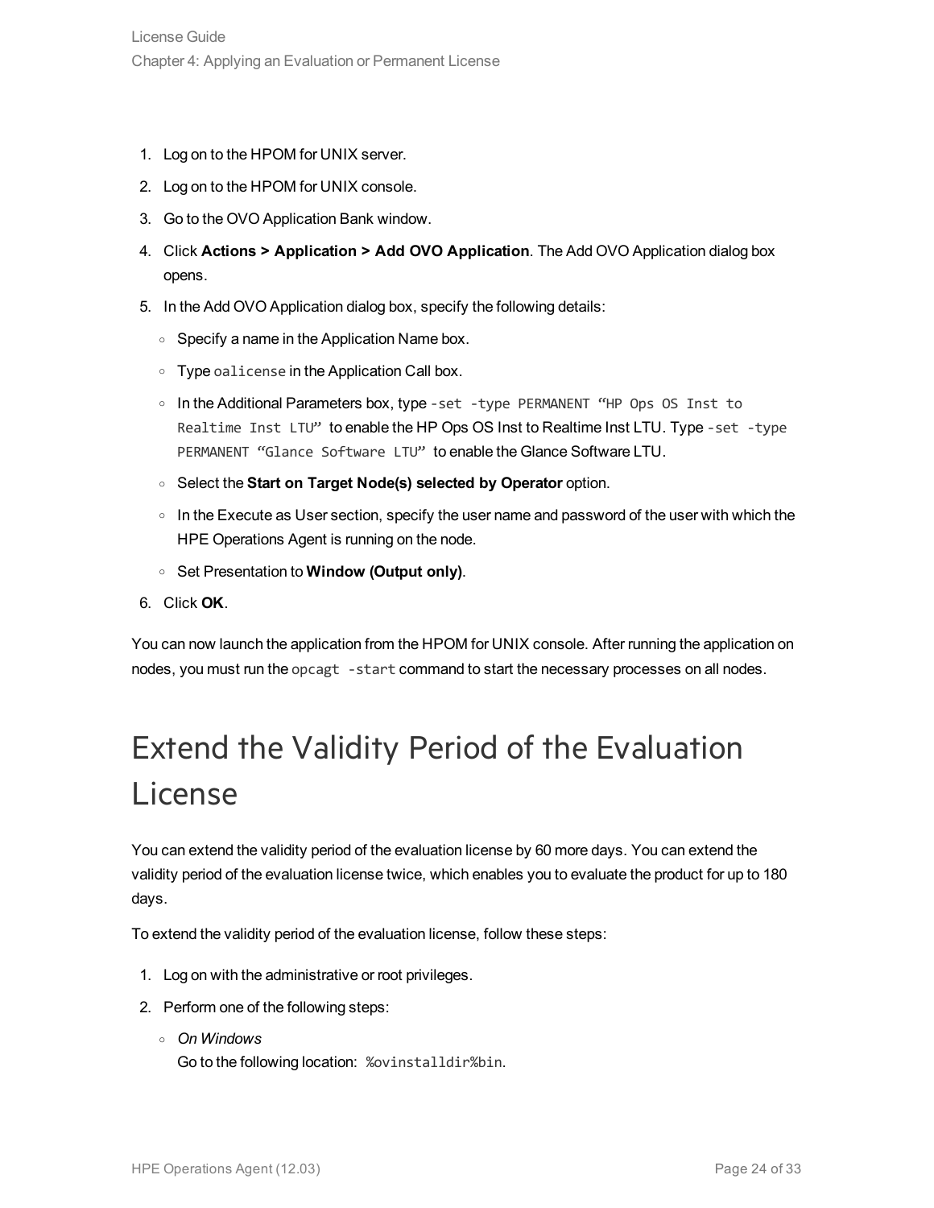1. Log on to the HPOM for UNIX server.
2. Log on to the HPOM for UNIX console.
3. Go to the OVO Application Bank window.
4. Click **Actions > Application > Add OVO Application**. The Add OVO Application dialog box opens.
5. In the Add OVO Application dialog box, specify the following details:
   - Specify a name in the Application Name box.
   - Type `oalicense` in the Application Call box.
   - In the Additional Parameters box, type `-set -type PERMANENT “HP Ops OS Inst to Realtime Inst LTU”` to enable the HP Ops OS Inst to Realtime Inst LTU. Type `-set -type PERMANENT “Glance Software LTU”` to enable the Glance Software LTU.
   - Select the **Start on Target Node(s) selected by Operator** option.
   - In the Execute as User section, specify the user name and password of the user with which the HPE Operations Agent is running on the node.
   - Set Presentation to **Window (Output only)**.
6. Click **OK**.

You can now launch the application from the HPOM for UNIX console. After running the application on nodes, you must run the `opcagt -start` command to start the necessary processes on all nodes.

# Extend the Validity Period of the Evaluation License

You can extend the validity period of the evaluation license by 60 more days. You can extend the validity period of the evaluation license twice, which enables you to evaluate the product for up to 180 days.

To extend the validity period of the evaluation license, follow these steps:

1. Log on with the administrative or root privileges.
2. Perform one of the following steps:
   - *On Windows*
     Go to the following location: `%ovinstalldir%bin`.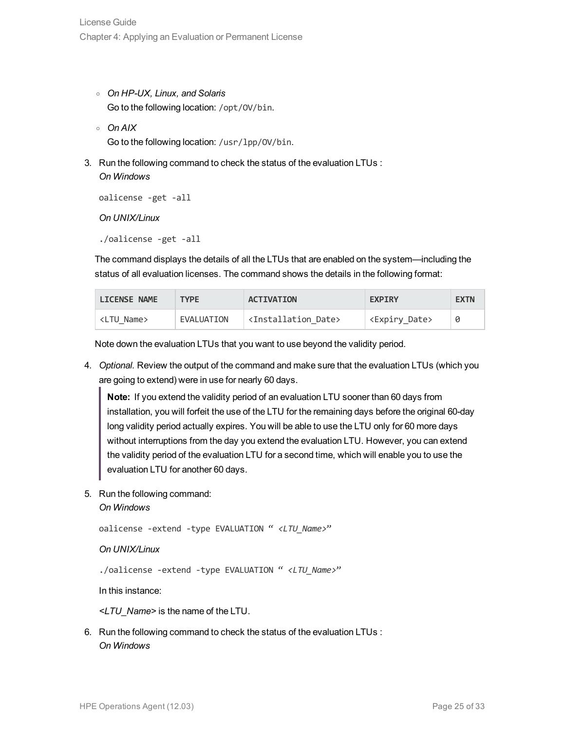- *On HP-UX, Linux, and Solaris*
  Go to the following location: `/opt/OV/bin`.
- *On AIX*
  Go to the following location: `/usr/lpp/OV/bin`.

3. Run the following command to check the status of the evaluation LTUs :
   *On Windows*

   ```
   oalicense -get -all
   ```

   *On UNIX/Linux*

   ```
   ./oalicense -get -all
   ```

   The command displays the details of all the LTUs that are enabled on the system—including the status of all evaluation licenses. The command shows the details in the following format:

   | LICENSE NAME | TYPE | ACTIVATION | EXPIRY | EXTN |
   |---|---|---|---|---|
   | <LTU_Name> | EVALUATION | <Installation_Date> | <Expiry_Date> | 0 |

   Note down the evaluation LTUs that you want to use beyond the validity period.

4. *Optional.* Review the output of the command and make sure that the evaluation LTUs (which you are going to extend) were in use for nearly 60 days.

   > **Note:** If you extend the validity period of an evaluation LTU sooner than 60 days from installation, you will forfeit the use of the LTU for the remaining days before the original 60-day long validity period actually expires. You will be able to use the LTU only for 60 more days without interruptions from the day you extend the evaluation LTU. However, you can extend the validity period of the evaluation LTU for a second time, which will enable you to use the evaluation LTU for another 60 days.

5. Run the following command:
   *On Windows*

   ```
   oalicense -extend -type EVALUATION " <LTU_Name>"
   ```

   *On UNIX/Linux*

   ```
   ./oalicense -extend -type EVALUATION " <LTU_Name>"
   ```

   In this instance:

   *<LTU_Name>* is the name of the LTU.

6. Run the following command to check the status of the evaluation LTUs :
   *On Windows*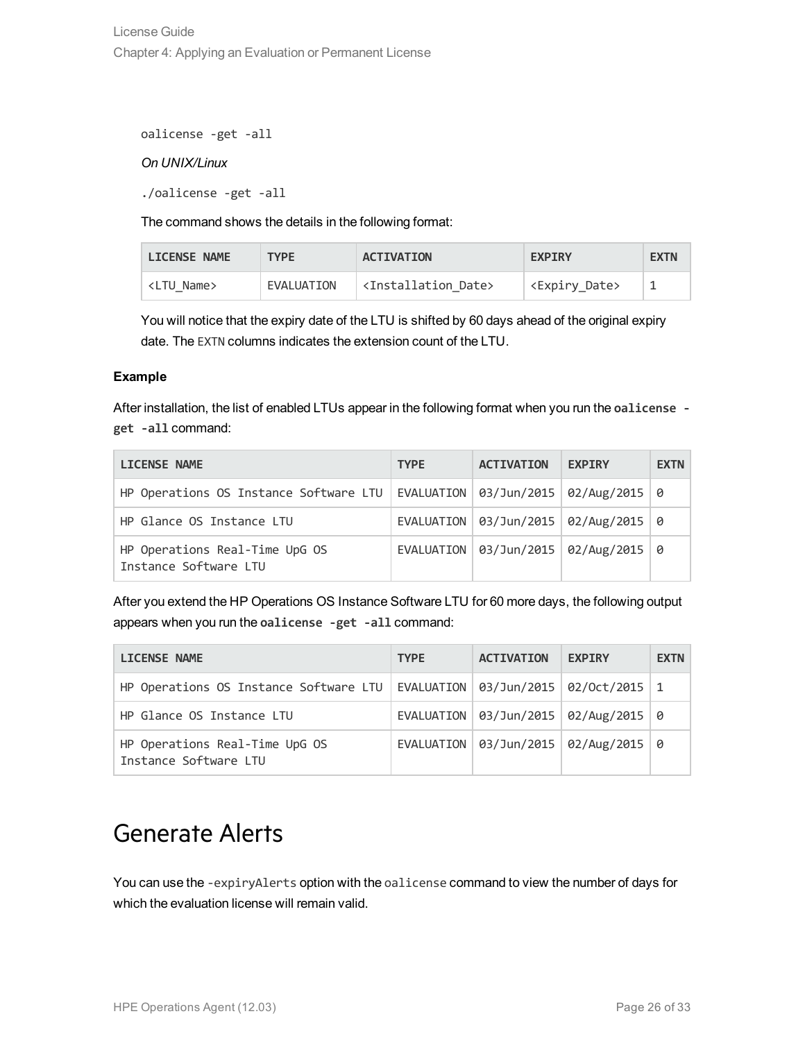```
oalicense -get -all
```

*On UNIX/Linux*

```
./oalicense -get -all
```

The command shows the details in the following format:

| LICENSE NAME | TYPE | ACTIVATION | EXPIRY | EXTN |
|---|---|---|---|---|
| <LTU_Name> | EVALUATION | <Installation_Date> | <Expiry_Date> | 1 |

You will notice that the expiry date of the LTU is shifted by 60 days ahead of the original expiry date. The `EXTN` columns indicates the extension count of the LTU.

**Example**

After installation, the list of enabled LTUs appear in the following format when you run the **`oalicense -get -all`** command:

| LICENSE NAME | TYPE | ACTIVATION | EXPIRY | EXTN |
|---|---|---|---|---|
| HP Operations OS Instance Software LTU | EVALUATION | 03/Jun/2015 | 02/Aug/2015 | 0 |
| HP Glance OS Instance LTU | EVALUATION | 03/Jun/2015 | 02/Aug/2015 | 0 |
| HP Operations Real-Time UpG OS Instance Software LTU | EVALUATION | 03/Jun/2015 | 02/Aug/2015 | 0 |

After you extend the HP Operations OS Instance Software LTU for 60 more days, the following output appears when you run the **`oalicense -get -all`** command:

| LICENSE NAME | TYPE | ACTIVATION | EXPIRY | EXTN |
|---|---|---|---|---|
| HP Operations OS Instance Software LTU | EVALUATION | 03/Jun/2015 | 02/Oct/2015 | 1 |
| HP Glance OS Instance LTU | EVALUATION | 03/Jun/2015 | 02/Aug/2015 | 0 |
| HP Operations Real-Time UpG OS Instance Software LTU | EVALUATION | 03/Jun/2015 | 02/Aug/2015 | 0 |

# Generate Alerts

You can use the `-expiryAlerts` option with the `oalicense` command to view the number of days for which the evaluation license will remain valid.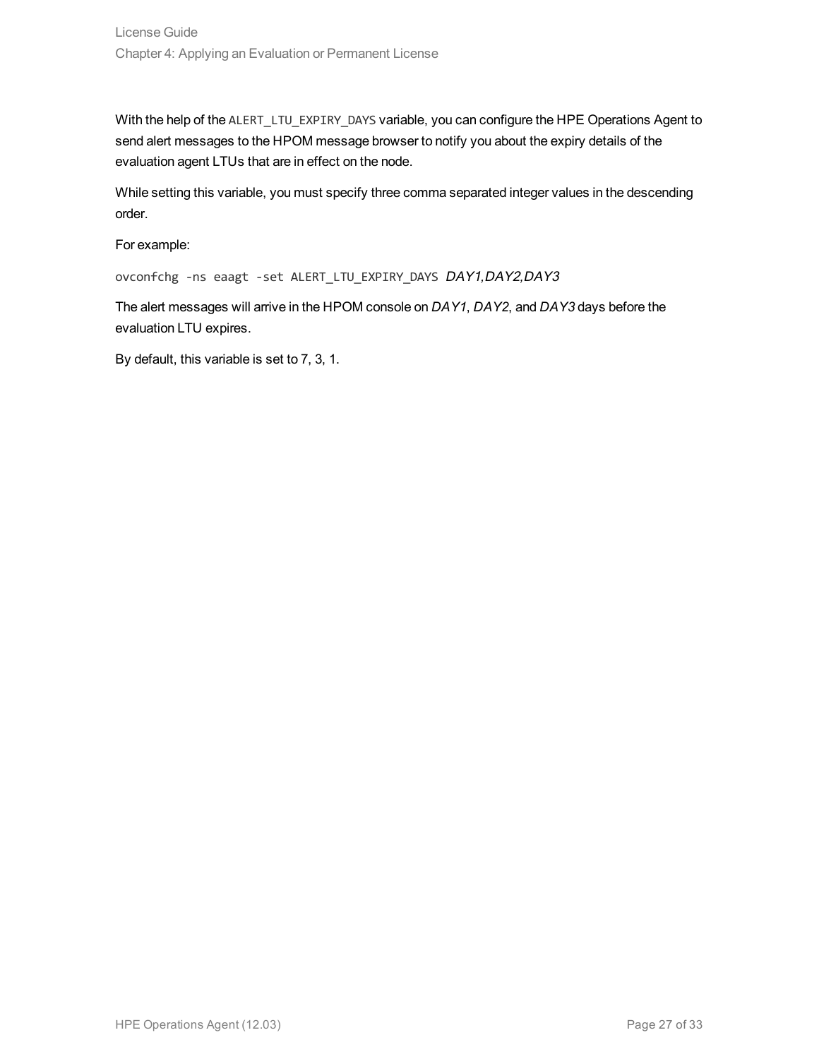With the help of the `ALERT_LTU_EXPIRY_DAYS` variable, you can configure the HPE Operations Agent to send alert messages to the HPOM message browser to notify you about the expiry details of the evaluation agent LTUs that are in effect on the node.

While setting this variable, you must specify three comma separated integer values in the descending order.

For example:

`ovconfchg -ns eaagt -set ALERT_LTU_EXPIRY_DAYS` *DAY1,DAY2,DAY3*

The alert messages will arrive in the HPOM console on *DAY1*, *DAY2*, and *DAY3* days before the evaluation LTU expires.

By default, this variable is set to 7, 3, 1.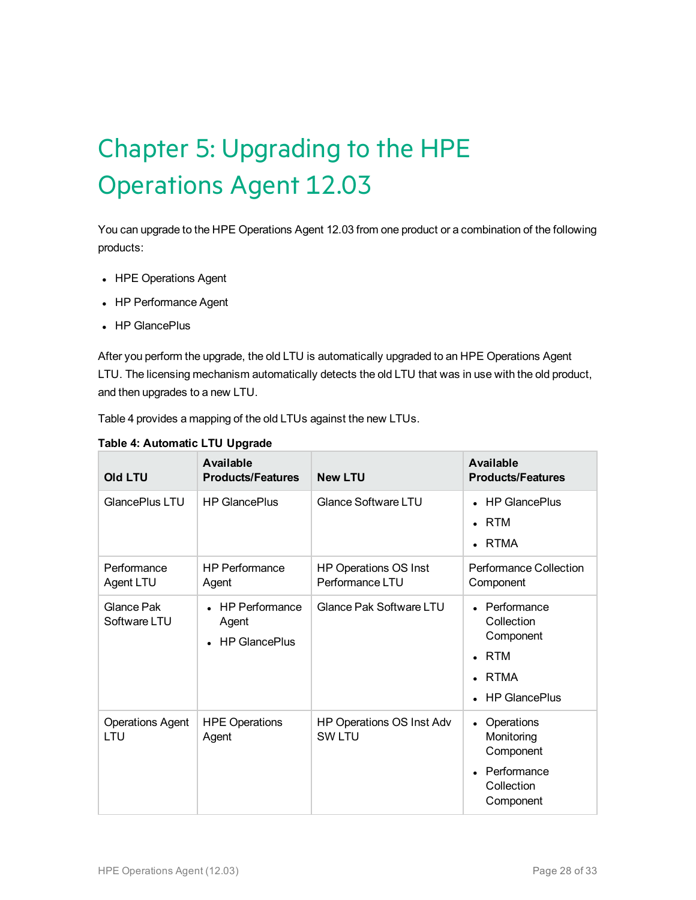# Chapter 5: Upgrading to the HPE Operations Agent 12.03

You can upgrade to the HPE Operations Agent 12.03 from one product or a combination of the following products:

- HPE Operations Agent
- HP Performance Agent
- HP GlancePlus

After you perform the upgrade, the old LTU is automatically upgraded to an HPE Operations Agent LTU. The licensing mechanism automatically detects the old LTU that was in use with the old product, and then upgrades to a new LTU.

Table 4 provides a mapping of the old LTUs against the new LTUs.

**Table 4: Automatic LTU Upgrade**

| Old LTU | Available Products/Features | New LTU | Available Products/Features |
|---|---|---|---|
| GlancePlus LTU | HP GlancePlus | Glance Software LTU | • HP GlancePlus<br>• RTM<br>• RTMA |
| Performance Agent LTU | HP Performance Agent | HP Operations OS Inst Performance LTU | Performance Collection Component |
| Glance Pak Software LTU | • HP Performance Agent<br>• HP GlancePlus | Glance Pak Software LTU | • Performance Collection Component<br>• RTM<br>• RTMA<br>• HP GlancePlus |
| Operations Agent LTU | HPE Operations Agent | HP Operations OS Inst Adv SW LTU | • Operations Monitoring Component<br>• Performance Collection Component |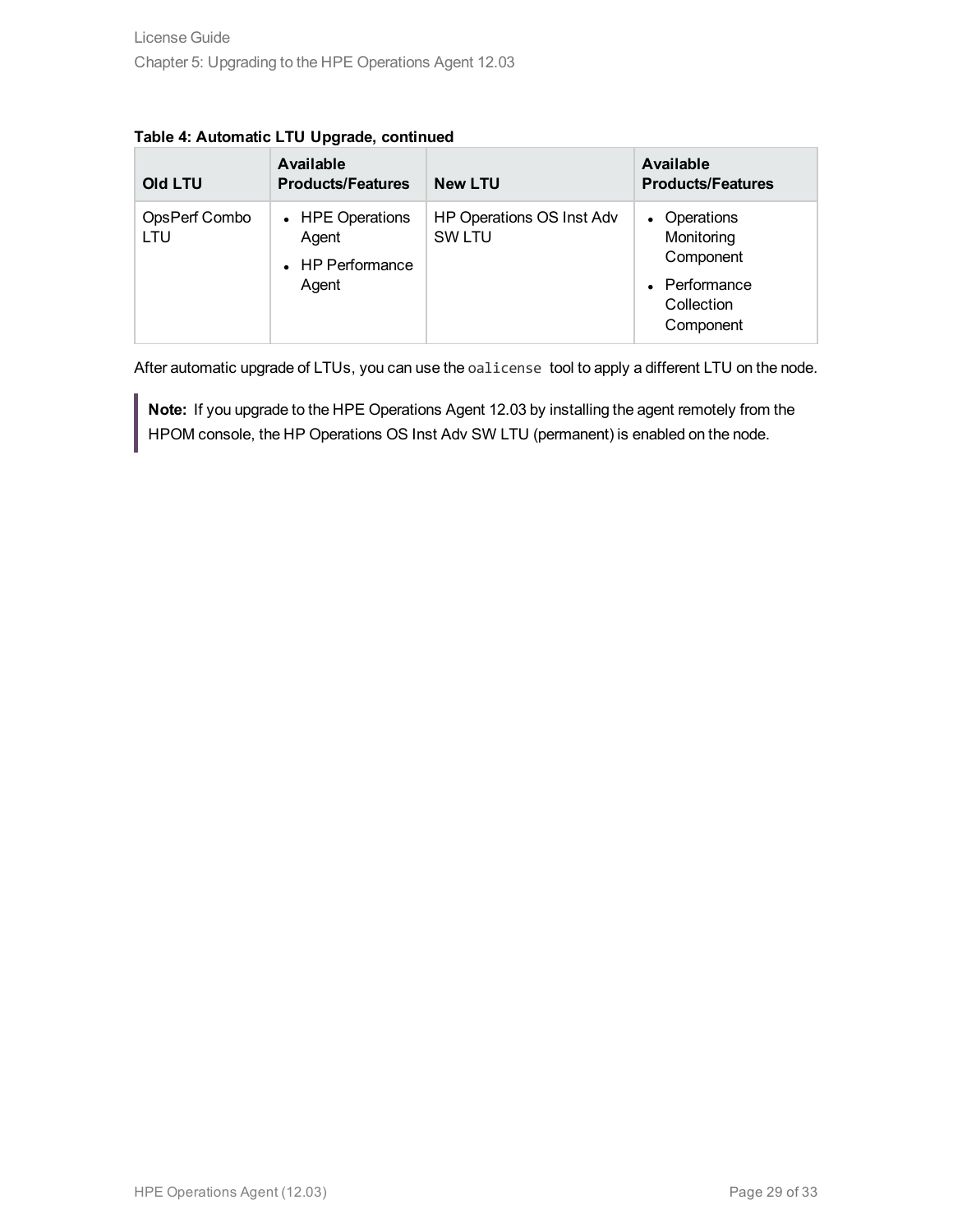**Table 4: Automatic LTU Upgrade, continued**

| Old LTU | Available Products/Features | New LTU | Available Products/Features |
|---|---|---|---|
| OpsPerf Combo LTU | • HPE Operations Agent<br>• HP Performance Agent | HP Operations OS Inst Adv SW LTU | • Operations Monitoring Component<br>• Performance Collection Component |

After automatic upgrade of LTUs, you can use the `oalicense` tool to apply a different LTU on the node.

> **Note:** If you upgrade to the HPE Operations Agent 12.03 by installing the agent remotely from the HPOM console, the HP Operations OS Inst Adv SW LTU (permanent) is enabled on the node.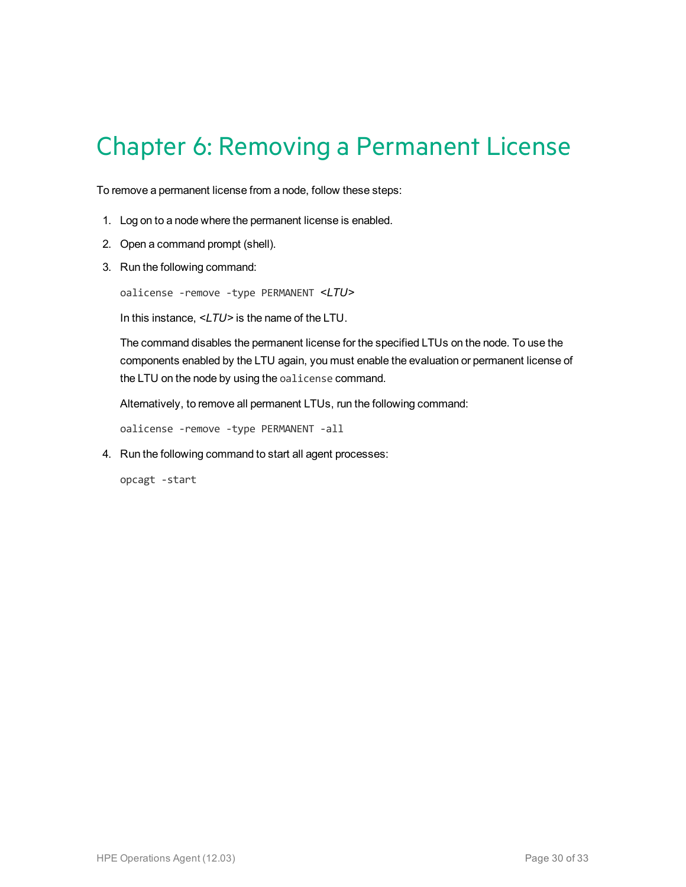# Chapter 6: Removing a Permanent License

To remove a permanent license from a node, follow these steps:

1. Log on to a node where the permanent license is enabled.
2. Open a command prompt (shell).
3. Run the following command:

   ```
   oalicense -remove -type PERMANENT <LTU>
   ```

   In this instance, *<LTU>* is the name of the LTU.

   The command disables the permanent license for the specified LTUs on the node. To use the components enabled by the LTU again, you must enable the evaluation or permanent license of the LTU on the node by using the `oalicense` command.

   Alternatively, to remove all permanent LTUs, run the following command:

   ```
   oalicense -remove -type PERMANENT -all
   ```

4. Run the following command to start all agent processes:

   ```
   opcagt -start
   ```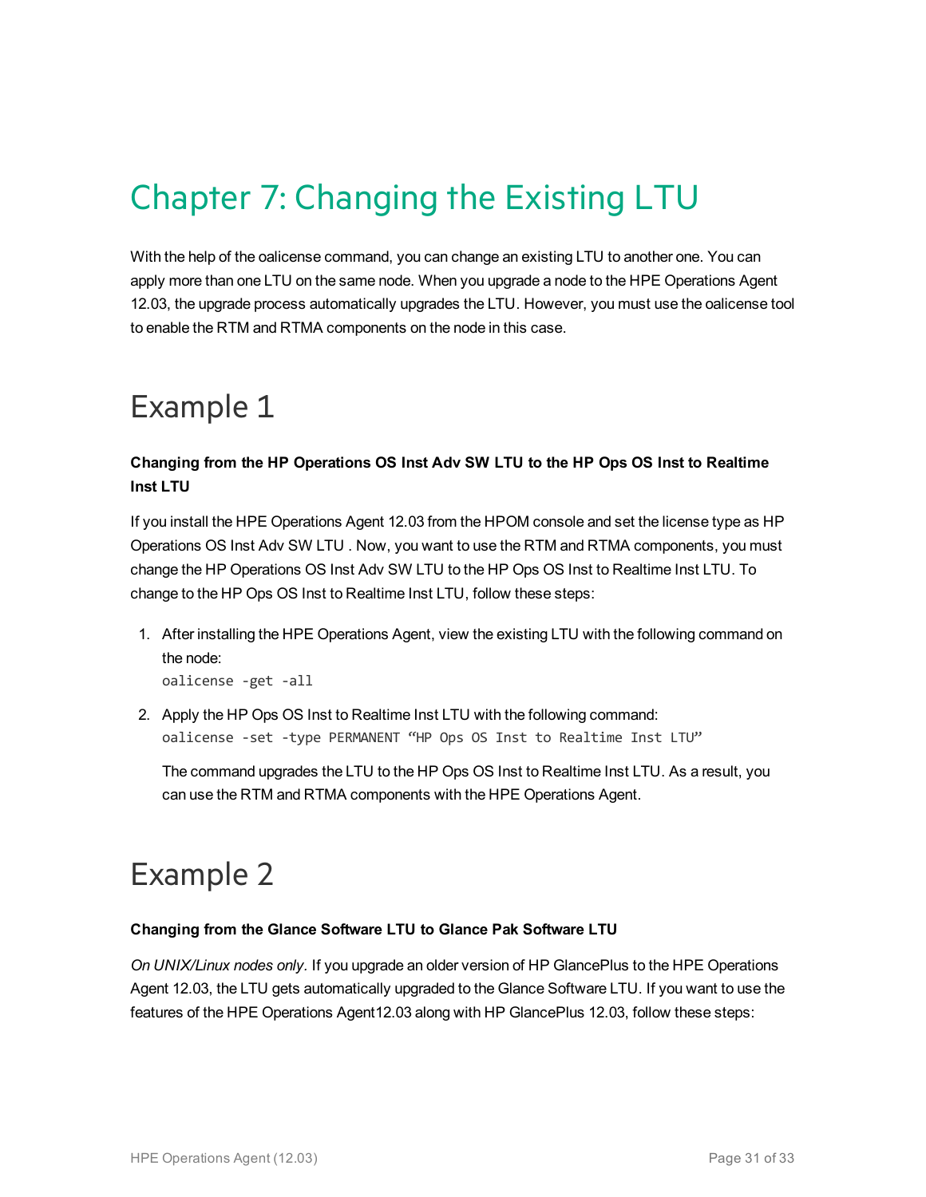# Chapter 7: Changing the Existing LTU

With the help of the oalicense command, you can change an existing LTU to another one. You can apply more than one LTU on the same node. When you upgrade a node to the HPE Operations Agent 12.03, the upgrade process automatically upgrades the LTU. However, you must use the oalicense tool to enable the RTM and RTMA components on the node in this case.

## Example 1

**Changing from the HP Operations OS Inst Adv SW LTU to the HP Ops OS Inst to Realtime Inst LTU**

If you install the HPE Operations Agent 12.03 from the HPOM console and set the license type as HP Operations OS Inst Adv SW LTU . Now, you want to use the RTM and RTMA components, you must change the HP Operations OS Inst Adv SW LTU to the HP Ops OS Inst to Realtime Inst LTU. To change to the HP Ops OS Inst to Realtime Inst LTU, follow these steps:

1. After installing the HPE Operations Agent, view the existing LTU with the following command on the node:
   ```
   oalicense -get -all
   ```
2. Apply the HP Ops OS Inst to Realtime Inst LTU with the following command:
   ```
   oalicense -set -type PERMANENT “HP Ops OS Inst to Realtime Inst LTU”
   ```
   The command upgrades the LTU to the HP Ops OS Inst to Realtime Inst LTU. As a result, you can use the RTM and RTMA components with the HPE Operations Agent.

## Example 2

**Changing from the Glance Software LTU to Glance Pak Software LTU**

*On UNIX/Linux nodes only*. If you upgrade an older version of HP GlancePlus to the HPE Operations Agent 12.03, the LTU gets automatically upgraded to the Glance Software LTU. If you want to use the features of the HPE Operations Agent12.03 along with HP GlancePlus 12.03, follow these steps: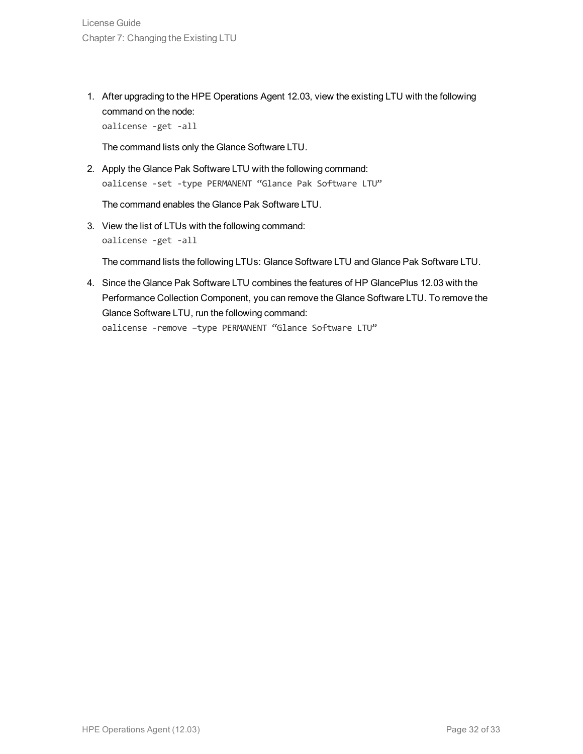1. After upgrading to the HPE Operations Agent 12.03, view the existing LTU with the following command on the node:
   ```
   oalicense -get -all
   ```
   The command lists only the Glance Software LTU.

2. Apply the Glance Pak Software LTU with the following command:
   ```
   oalicense -set -type PERMANENT "Glance Pak Software LTU"
   ```
   The command enables the Glance Pak Software LTU.

3. View the list of LTUs with the following command:
   ```
   oalicense -get -all
   ```
   The command lists the following LTUs: Glance Software LTU and Glance Pak Software LTU.

4. Since the Glance Pak Software LTU combines the features of HP GlancePlus 12.03 with the Performance Collection Component, you can remove the Glance Software LTU. To remove the Glance Software LTU, run the following command:
   ```
   oalicense -remove –type PERMANENT "Glance Software LTU"
   ```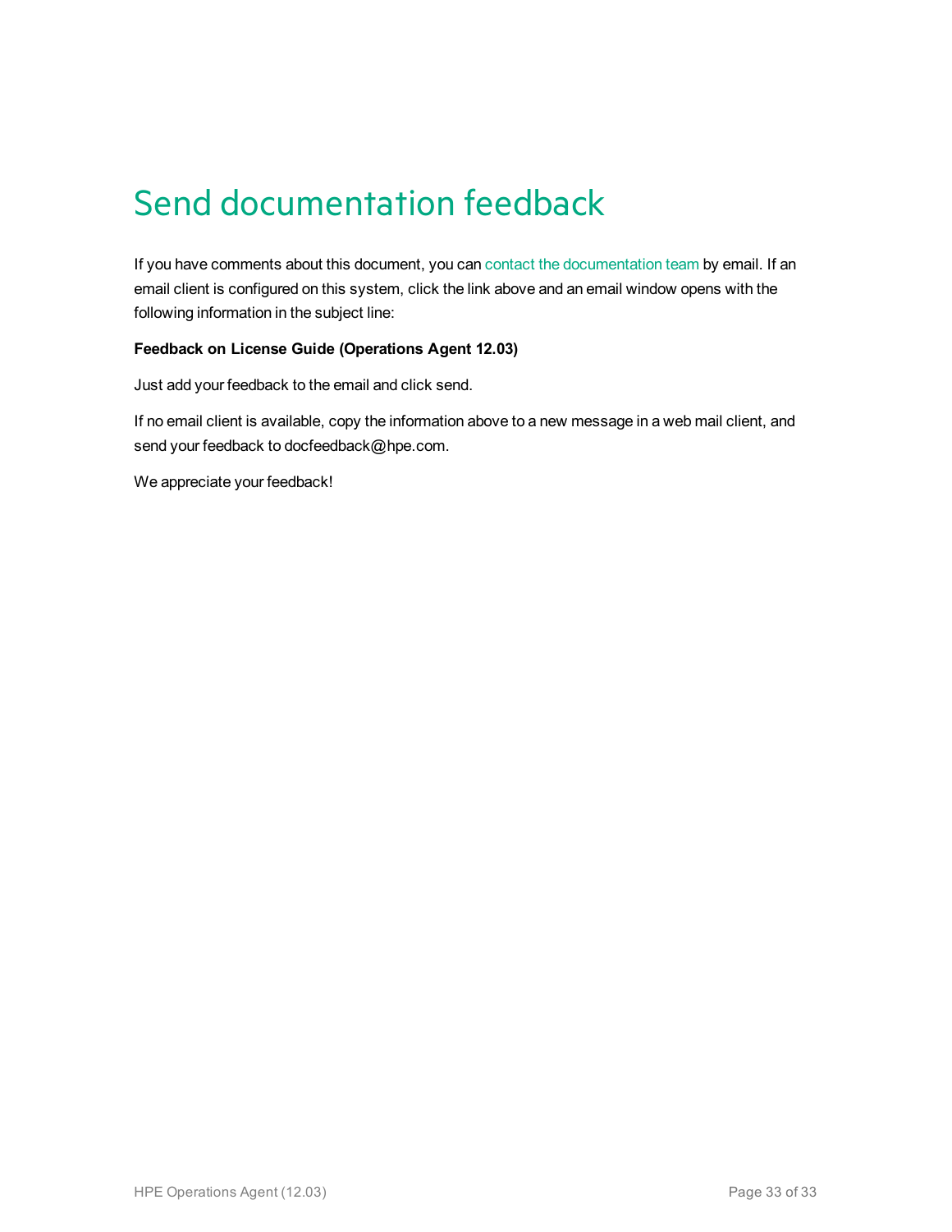# Send documentation feedback

If you have comments about this document, you can contact the documentation team by email. If an email client is configured on this system, click the link above and an email window opens with the following information in the subject line:

**Feedback on License Guide (Operations Agent 12.03)**

Just add your feedback to the email and click send.

If no email client is available, copy the information above to a new message in a web mail client, and send your feedback to docfeedback@hpe.com.

We appreciate your feedback!